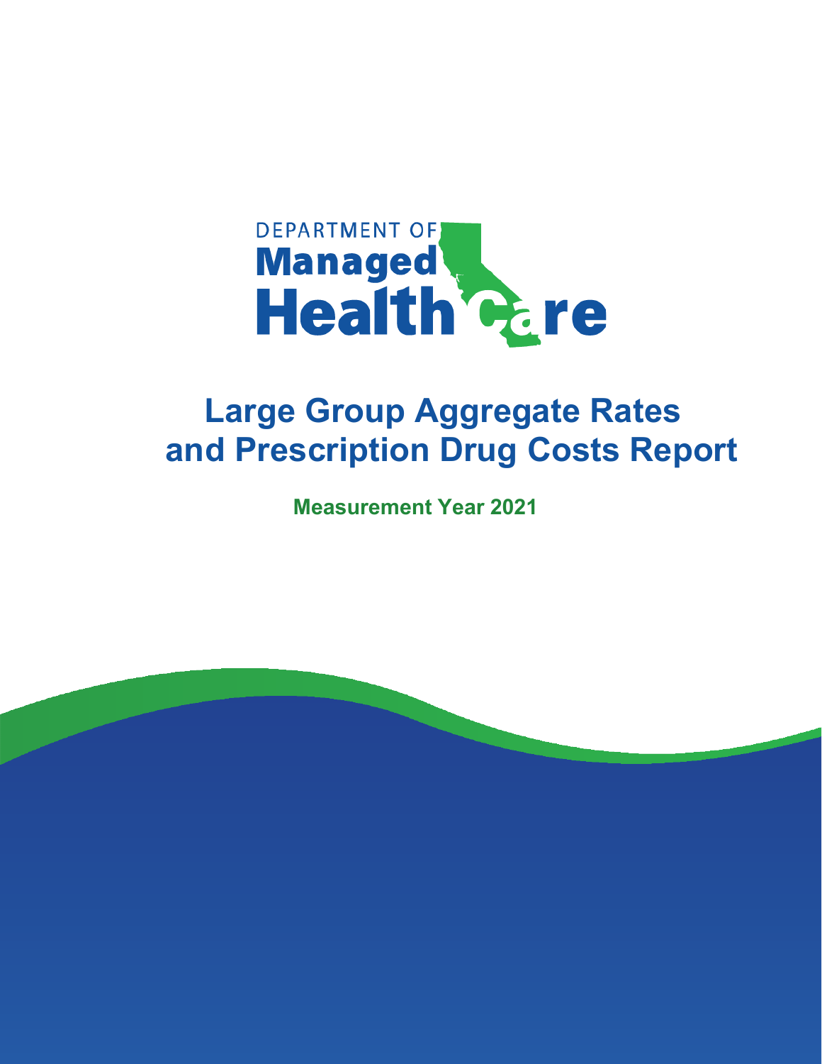DEPARTMENT OF

**Managed Health Care**

# Large Group Aggregate Rates and Prescription Drug Costs Report

**Measurement Year 2021**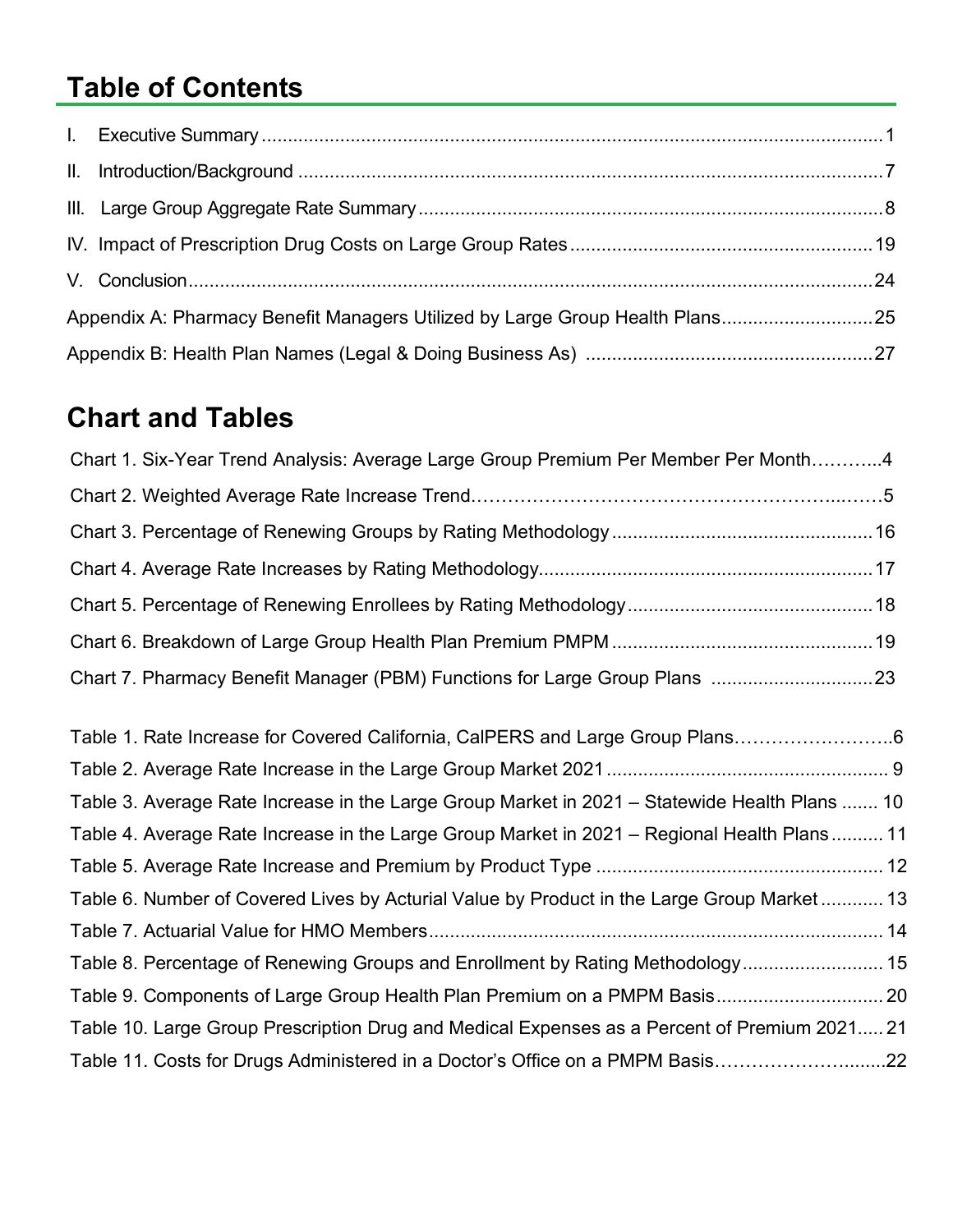# Table of Contents

I. Executive Summary ........................................................................................................1

II. Introduction/Background ..................................................................................................7

III. Large Group Aggregate Rate Summary ...........................................................................8

IV. Impact of Prescription Drug Costs on Large Group Rates ...............................................19

V. Conclusion......................................................................................................................24

Appendix A: Pharmacy Benefit Managers Utilized by Large Group Health Plans.............................25

Appendix B: Health Plan Names (Legal & Doing Business As) .......................................................27

# Chart and Tables

Chart 1. Six-Year Trend Analysis: Average Large Group Premium Per Member Per Month………...4

Chart 2. Weighted Average Rate Increase Trend……………………………………………………...……5

Chart 3. Percentage of Renewing Groups by Rating Methodology .................................................16

Chart 4. Average Rate Increases by Rating Methodology................................................................17

Chart 5. Percentage of Renewing Enrollees by Rating Methodology ...............................................18

Chart 6. Breakdown of Large Group Health Plan Premium PMPM ..................................................19

Chart 7. Pharmacy Benefit Manager (PBM) Functions for Large Group Plans ...............................23

Table 1. Rate Increase for Covered California, CalPERS and Large Group Plans……………………..6

Table 2. Average Rate Increase in the Large Group Market 2021 ..................................................... 9

Table 3. Average Rate Increase in the Large Group Market in 2021 – Statewide Health Plans ....... 10

Table 4. Average Rate Increase in the Large Group Market in 2021 – Regional Health Plans .......... 11

Table 5. Average Rate Increase and Premium by Product Type ....................................................... 12

Table 6. Number of Covered Lives by Acturial Value by Product in the Large Group Market ............ 13

Table 7. Actuarial Value for HMO Members...................................................................................... 14

Table 8. Percentage of Renewing Groups and Enrollment by Rating Methodology........................... 15

Table 9. Components of Large Group Health Plan Premium on a PMPM Basis................................ 20

Table 10. Large Group Prescription Drug and Medical Expenses as a Percent of Premium 2021..... 21

Table 11. Costs for Drugs Administered in a Doctor's Office on a PMPM Basis……………………......22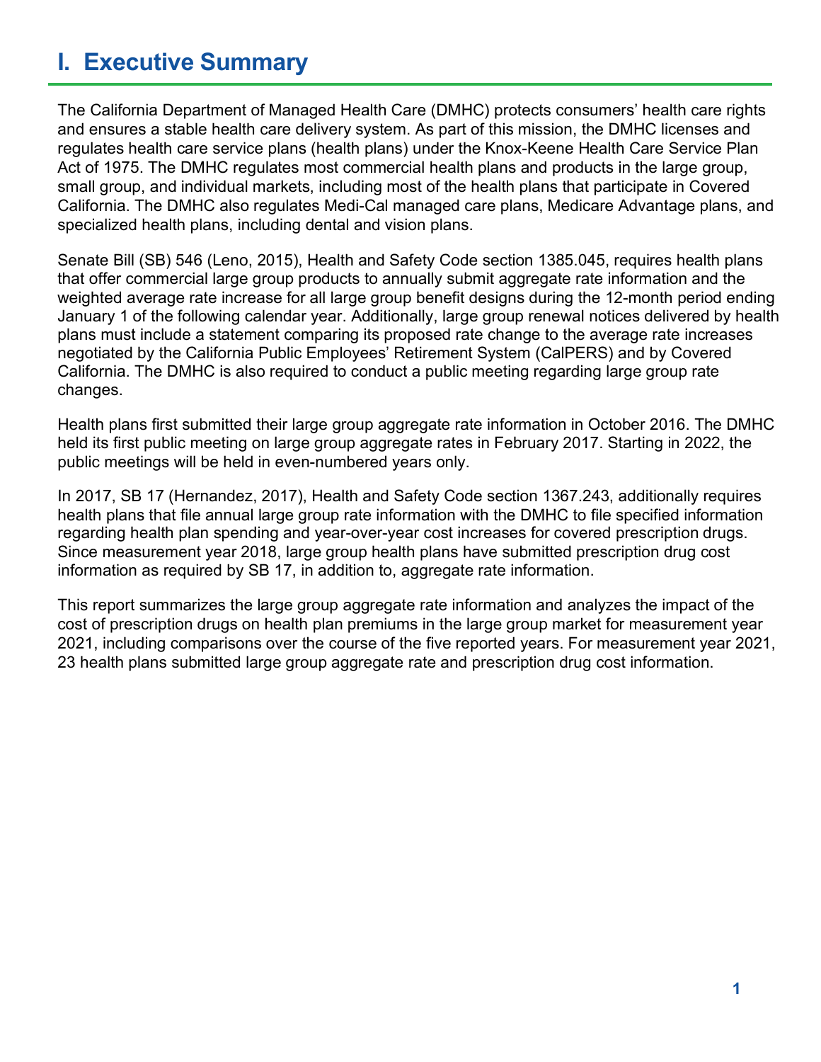# I. Executive Summary

The California Department of Managed Health Care (DMHC) protects consumers' health care rights and ensures a stable health care delivery system. As part of this mission, the DMHC licenses and regulates health care service plans (health plans) under the Knox-Keene Health Care Service Plan Act of 1975. The DMHC regulates most commercial health plans and products in the large group, small group, and individual markets, including most of the health plans that participate in Covered California. The DMHC also regulates Medi-Cal managed care plans, Medicare Advantage plans, and specialized health plans, including dental and vision plans.

Senate Bill (SB) 546 (Leno, 2015), Health and Safety Code section 1385.045, requires health plans that offer commercial large group products to annually submit aggregate rate information and the weighted average rate increase for all large group benefit designs during the 12-month period ending January 1 of the following calendar year. Additionally, large group renewal notices delivered by health plans must include a statement comparing its proposed rate change to the average rate increases negotiated by the California Public Employees' Retirement System (CalPERS) and by Covered California. The DMHC is also required to conduct a public meeting regarding large group rate changes.

Health plans first submitted their large group aggregate rate information in October 2016. The DMHC held its first public meeting on large group aggregate rates in February 2017. Starting in 2022, the public meetings will be held in even-numbered years only.

In 2017, SB 17 (Hernandez, 2017), Health and Safety Code section 1367.243, additionally requires health plans that file annual large group rate information with the DMHC to file specified information regarding health plan spending and year-over-year cost increases for covered prescription drugs. Since measurement year 2018, large group health plans have submitted prescription drug cost information as required by SB 17, in addition to, aggregate rate information.

This report summarizes the large group aggregate rate information and analyzes the impact of the cost of prescription drugs on health plan premiums in the large group market for measurement year 2021, including comparisons over the course of the five reported years. For measurement year 2021, 23 health plans submitted large group aggregate rate and prescription drug cost information.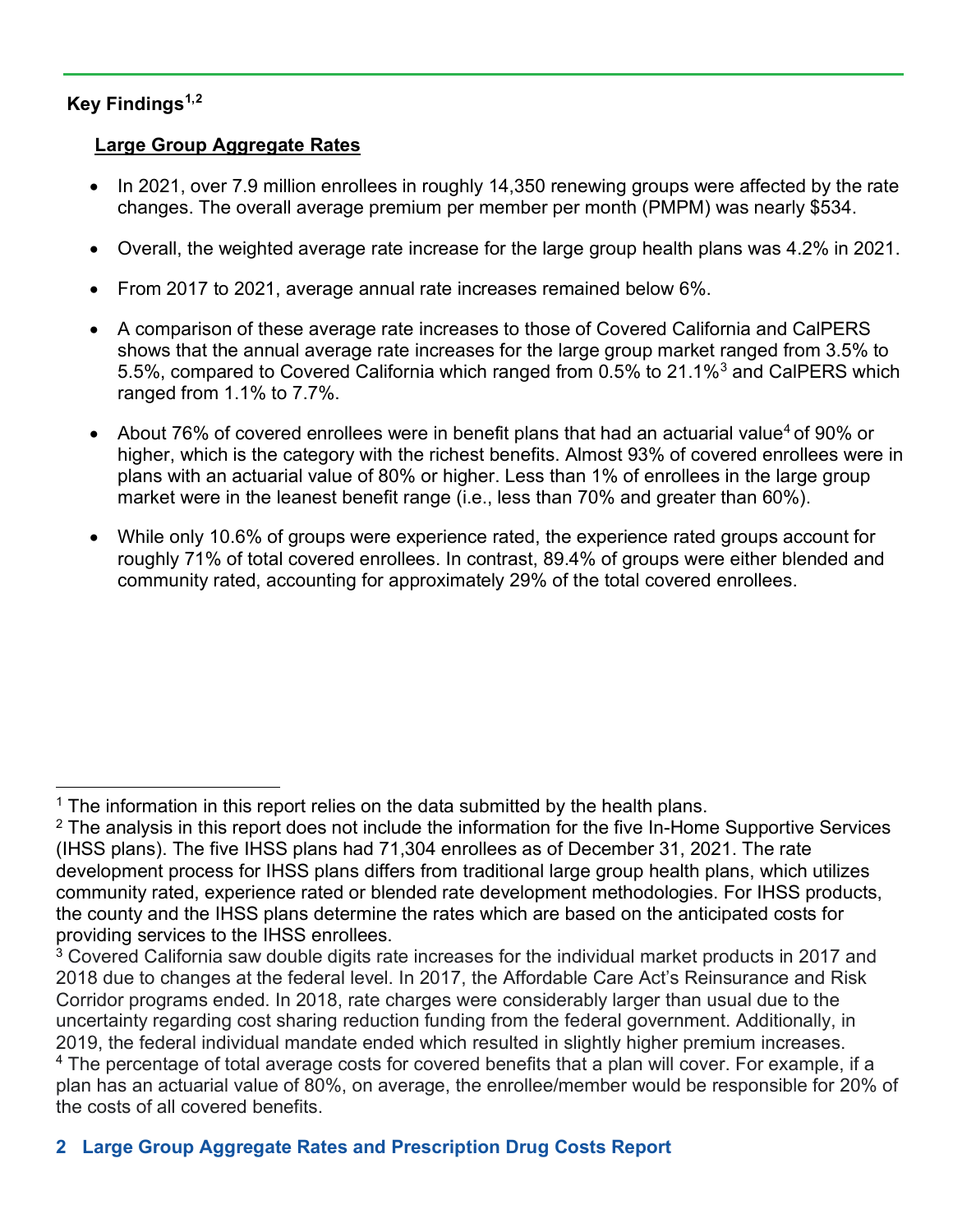## Key Findings[1,2]

### Large Group Aggregate Rates

- In 2021, over 7.9 million enrollees in roughly 14,350 renewing groups were affected by the rate changes. The overall average premium per member per month (PMPM) was nearly $534.
- Overall, the weighted average rate increase for the large group health plans was 4.2% in 2021.
- From 2017 to 2021, average annual rate increases remained below 6%.
- A comparison of these average rate increases to those of Covered California and CalPERS shows that the annual average rate increases for the large group market ranged from 3.5% to 5.5%, compared to Covered California which ranged from 0.5% to 21.1%[3] and CalPERS which ranged from 1.1% to 7.7%.
- About 76% of covered enrollees were in benefit plans that had an actuarial value[4] of 90% or higher, which is the category with the richest benefits. Almost 93% of covered enrollees were in plans with an actuarial value of 80% or higher. Less than 1% of enrollees in the large group market were in the leanest benefit range (i.e., less than 70% and greater than 60%).
- While only 10.6% of groups were experience rated, the experience rated groups account for roughly 71% of total covered enrollees. In contrast, 89.4% of groups were either blended and community rated, accounting for approximately 29% of the total covered enrollees.

---

[1] The information in this report relies on the data submitted by the health plans.

[2] The analysis in this report does not include the information for the five In-Home Supportive Services (IHSS plans). The five IHSS plans had 71,304 enrollees as of December 31, 2021. The rate development process for IHSS plans differs from traditional large group health plans, which utilizes community rated, experience rated or blended rate development methodologies. For IHSS products, the county and the IHSS plans determine the rates which are based on the anticipated costs for providing services to the IHSS enrollees.

[3] Covered California saw double digits rate increases for the individual market products in 2017 and 2018 due to changes at the federal level. In 2017, the Affordable Care Act's Reinsurance and Risk Corridor programs ended. In 2018, rate charges were considerably larger than usual due to the uncertainty regarding cost sharing reduction funding from the federal government. Additionally, in 2019, the federal individual mandate ended which resulted in slightly higher premium increases.

[4] The percentage of total average costs for covered benefits that a plan will cover. For example, if a plan has an actuarial value of 80%, on average, the enrollee/member would be responsible for 20% of the costs of all covered benefits.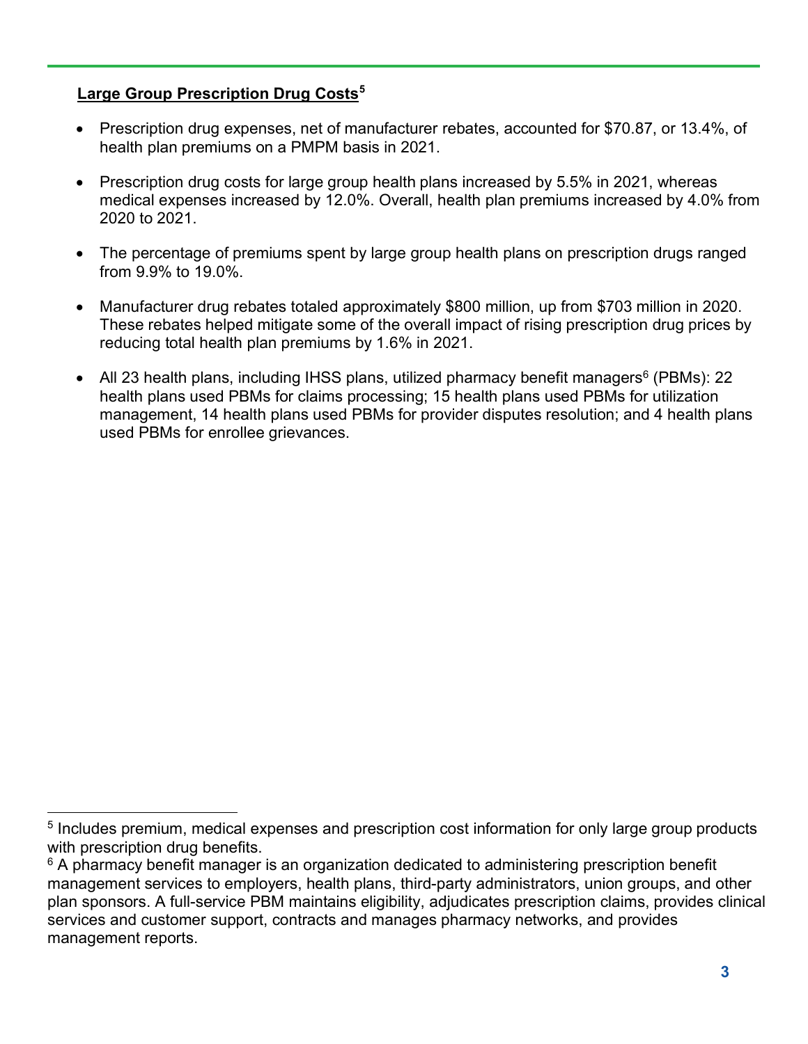**Large Group Prescription Drug Costs**[5]

- Prescription drug expenses, net of manufacturer rebates, accounted for $70.87, or 13.4%, of health plan premiums on a PMPM basis in 2021.

- Prescription drug costs for large group health plans increased by 5.5% in 2021, whereas medical expenses increased by 12.0%. Overall, health plan premiums increased by 4.0% from 2020 to 2021.

- The percentage of premiums spent by large group health plans on prescription drugs ranged from 9.9% to 19.0%.

- Manufacturer drug rebates totaled approximately $800 million, up from $703 million in 2020. These rebates helped mitigate some of the overall impact of rising prescription drug prices by reducing total health plan premiums by 1.6% in 2021.

- All 23 health plans, including IHSS plans, utilized pharmacy benefit managers[6] (PBMs): 22 health plans used PBMs for claims processing; 15 health plans used PBMs for utilization management, 14 health plans used PBMs for provider disputes resolution; and 4 health plans used PBMs for enrollee grievances.

---

[5] Includes premium, medical expenses and prescription cost information for only large group products with prescription drug benefits.

[6] A pharmacy benefit manager is an organization dedicated to administering prescription benefit management services to employers, health plans, third-party administrators, union groups, and other plan sponsors. A full-service PBM maintains eligibility, adjudicates prescription claims, provides clinical services and customer support, contracts and manages pharmacy networks, and provides management reports.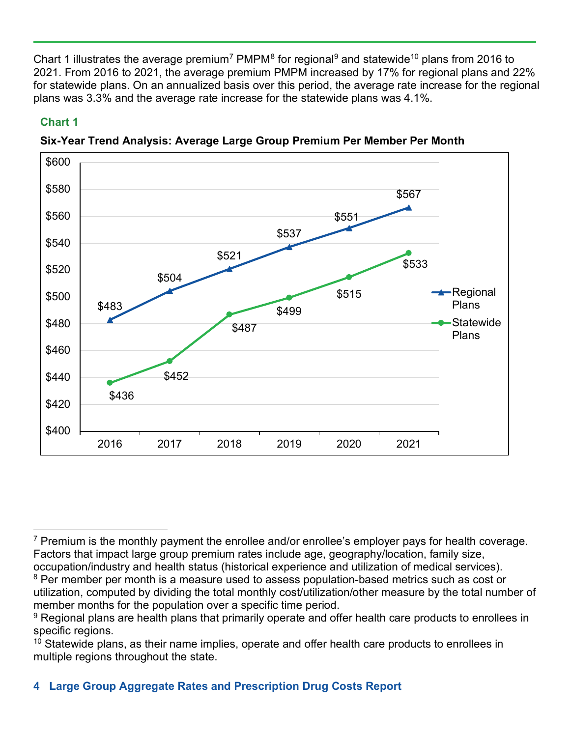Chart 1 illustrates the average premium[7] PMPM[8] for regional[9] and statewide[10] plans from 2016 to 2021. From 2016 to 2021, the average premium PMPM increased by 17% for regional plans and 22% for statewide plans. On an annualized basis over this period, the average rate increase for the regional plans was 3.3% and the average rate increase for the statewide plans was 4.1%.

**Chart 1**

**Six-Year Trend Analysis: Average Large Group Premium Per Member Per Month**

| Year | Regional Plans | Statewide Plans |
|---|---|---|
| 2016 | $483 | $436 |
| 2017 | $504 | $452 |
| 2018 | $521 | $487 |
| 2019 | $537 | $499 |
| 2020 | $551 | $515 |
| 2021 | $567 | $533 |

[7] Premium is the monthly payment the enrollee and/or enrollee's employer pays for health coverage. Factors that impact large group premium rates include age, geography/location, family size, occupation/industry and health status (historical experience and utilization of medical services).

[8] Per member per month is a measure used to assess population-based metrics such as cost or utilization, computed by dividing the total monthly cost/utilization/other measure by the total number of member months for the population over a specific time period.

[9] Regional plans are health plans that primarily operate and offer health care products to enrollees in specific regions.

[10] Statewide plans, as their name implies, operate and offer health care products to enrollees in multiple regions throughout the state.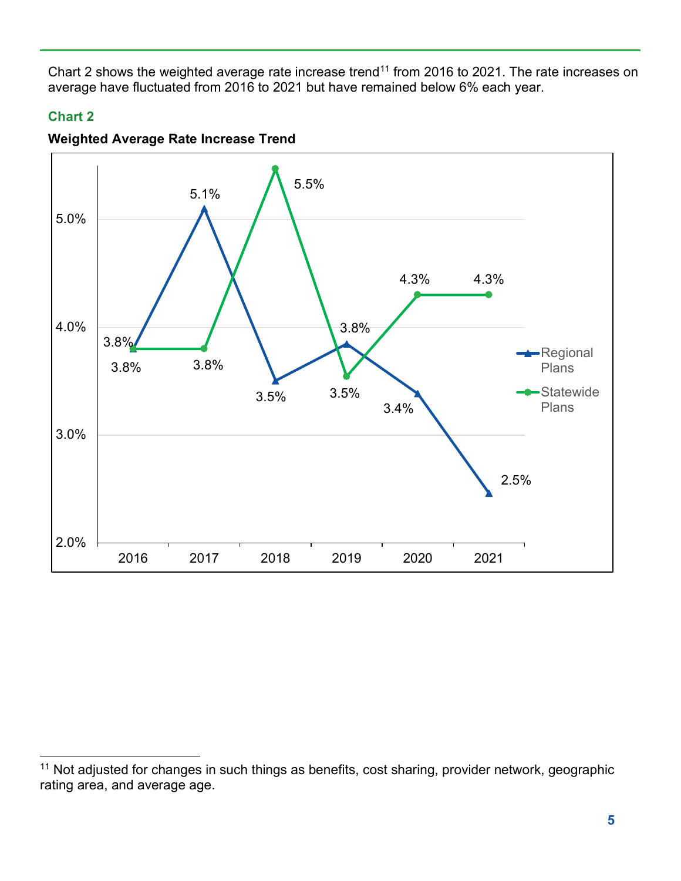Chart 2 shows the weighted average rate increase trend[11] from 2016 to 2021. The rate increases on average have fluctuated from 2016 to 2021 but have remained below 6% each year.

**Chart 2**

**Weighted Average Rate Increase Trend**

| Year | Regional Plans | Statewide Plans |
|---|---|---|
| 2016 | 3.8% | 3.8% |
| 2017 | 5.1% | 3.8% |
| 2018 | 3.5% | 5.5% |
| 2019 | 3.8% | 3.5% |
| 2020 | 3.4% | 4.3% |
| 2021 | 2.5% | 4.3% |

[11] Not adjusted for changes in such things as benefits, cost sharing, provider network, geographic rating area, and average age.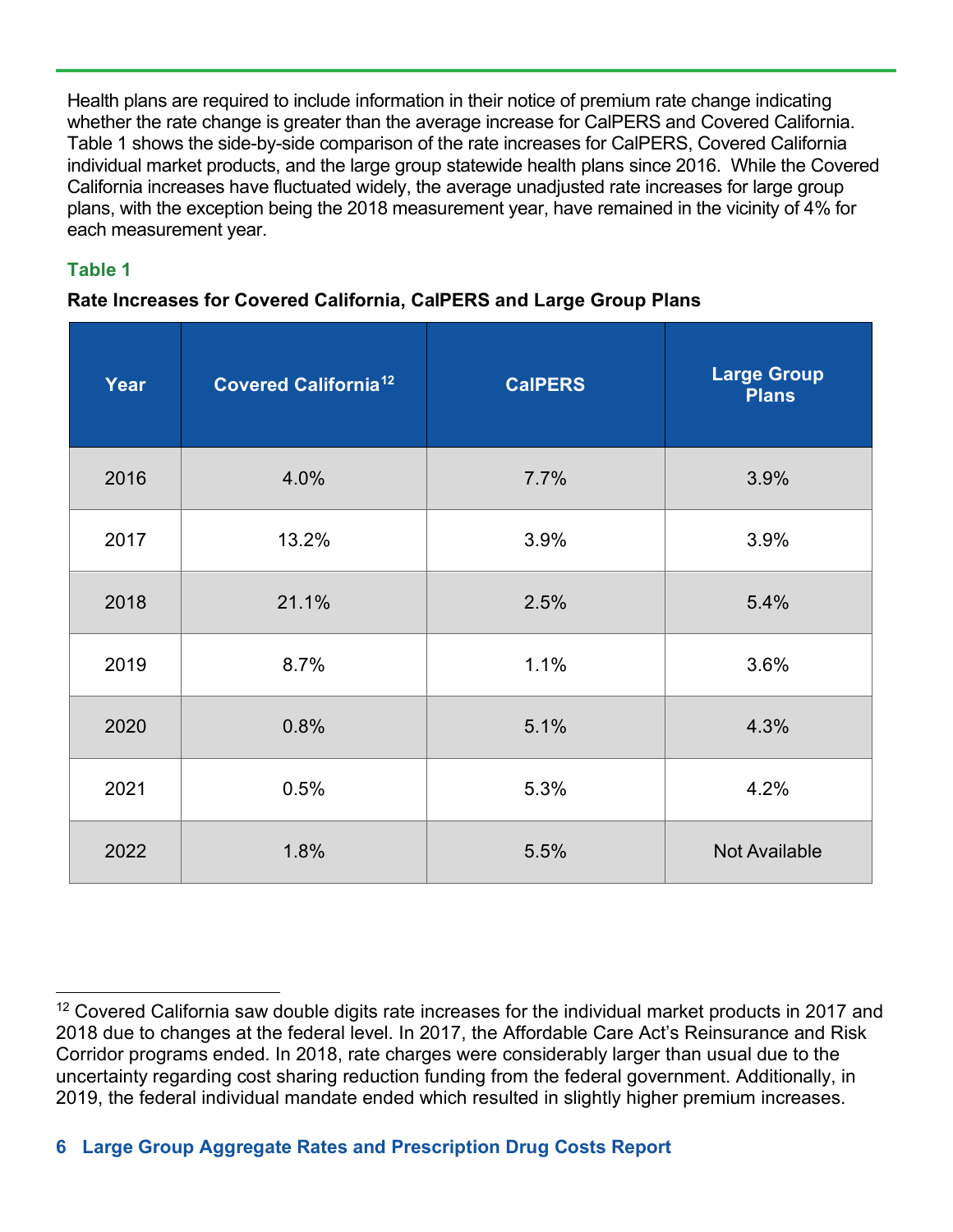Health plans are required to include information in their notice of premium rate change indicating whether the rate change is greater than the average increase for CalPERS and Covered California. Table 1 shows the side-by-side comparison of the rate increases for CalPERS, Covered California individual market products, and the large group statewide health plans since 2016. While the Covered California increases have fluctuated widely, the average unadjusted rate increases for large group plans, with the exception being the 2018 measurement year, have remained in the vicinity of 4% for each measurement year.

**Table 1**

**Rate Increases for Covered California, CalPERS and Large Group Plans**

| Year | Covered California[12] | CalPERS | Large Group Plans |
|---|---|---|---|
| 2016 | 4.0% | 7.7% | 3.9% |
| 2017 | 13.2% | 3.9% | 3.9% |
| 2018 | 21.1% | 2.5% | 5.4% |
| 2019 | 8.7% | 1.1% | 3.6% |
| 2020 | 0.8% | 5.1% | 4.3% |
| 2021 | 0.5% | 5.3% | 4.2% |
| 2022 | 1.8% | 5.5% | Not Available |

[12] Covered California saw double digits rate increases for the individual market products in 2017 and 2018 due to changes at the federal level. In 2017, the Affordable Care Act's Reinsurance and Risk Corridor programs ended. In 2018, rate charges were considerably larger than usual due to the uncertainty regarding cost sharing reduction funding from the federal government. Additionally, in 2019, the federal individual mandate ended which resulted in slightly higher premium increases.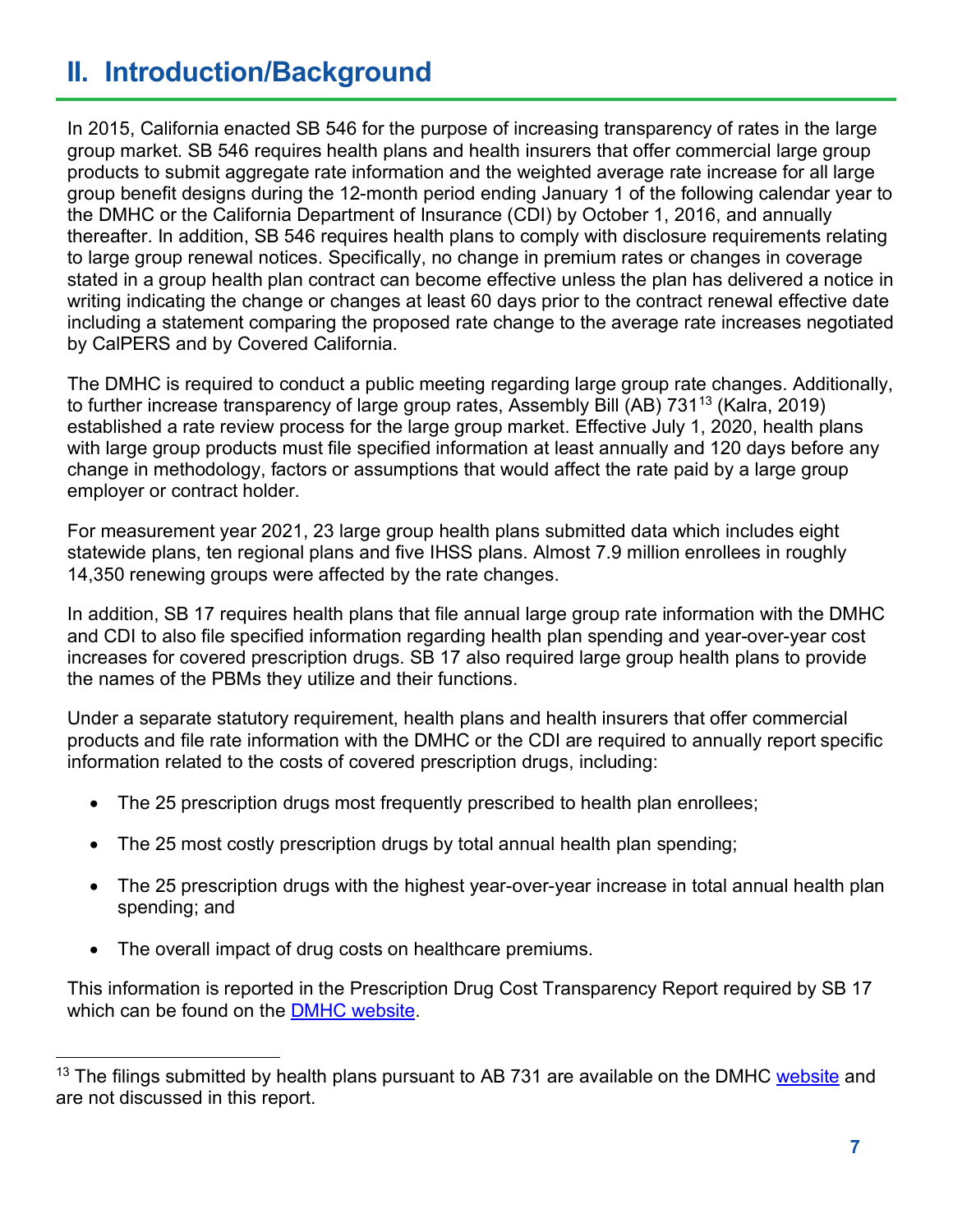## II. Introduction/Background

In 2015, California enacted SB 546 for the purpose of increasing transparency of rates in the large group market. SB 546 requires health plans and health insurers that offer commercial large group products to submit aggregate rate information and the weighted average rate increase for all large group benefit designs during the 12-month period ending January 1 of the following calendar year to the DMHC or the California Department of Insurance (CDI) by October 1, 2016, and annually thereafter. In addition, SB 546 requires health plans to comply with disclosure requirements relating to large group renewal notices. Specifically, no change in premium rates or changes in coverage stated in a group health plan contract can become effective unless the plan has delivered a notice in writing indicating the change or changes at least 60 days prior to the contract renewal effective date including a statement comparing the proposed rate change to the average rate increases negotiated by CalPERS and by Covered California.

The DMHC is required to conduct a public meeting regarding large group rate changes. Additionally, to further increase transparency of large group rates, Assembly Bill (AB) 731[13] (Kalra, 2019) established a rate review process for the large group market. Effective July 1, 2020, health plans with large group products must file specified information at least annually and 120 days before any change in methodology, factors or assumptions that would affect the rate paid by a large group employer or contract holder.

For measurement year 2021, 23 large group health plans submitted data which includes eight statewide plans, ten regional plans and five IHSS plans. Almost 7.9 million enrollees in roughly 14,350 renewing groups were affected by the rate changes.

In addition, SB 17 requires health plans that file annual large group rate information with the DMHC and CDI to also file specified information regarding health plan spending and year-over-year cost increases for covered prescription drugs. SB 17 also required large group health plans to provide the names of the PBMs they utilize and their functions.

Under a separate statutory requirement, health plans and health insurers that offer commercial products and file rate information with the DMHC or the CDI are required to annually report specific information related to the costs of covered prescription drugs, including:

- The 25 prescription drugs most frequently prescribed to health plan enrollees;
- The 25 most costly prescription drugs by total annual health plan spending;
- The 25 prescription drugs with the highest year-over-year increase in total annual health plan spending; and
- The overall impact of drug costs on healthcare premiums.

This information is reported in the Prescription Drug Cost Transparency Report required by SB 17 which can be found on the DMHC website.

---

[13] The filings submitted by health plans pursuant to AB 731 are available on the DMHC website and are not discussed in this report.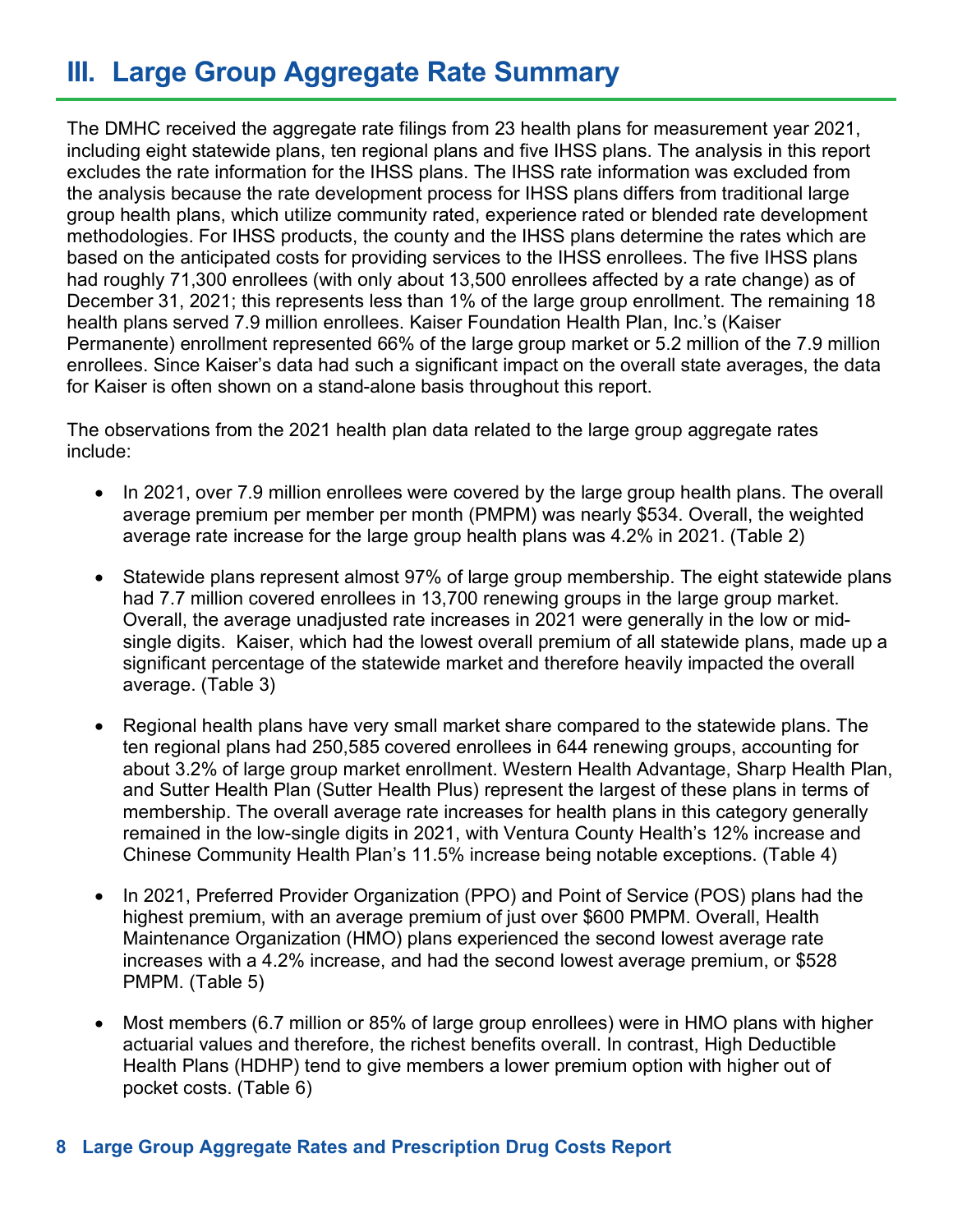# III. Large Group Aggregate Rate Summary

The DMHC received the aggregate rate filings from 23 health plans for measurement year 2021, including eight statewide plans, ten regional plans and five IHSS plans. The analysis in this report excludes the rate information for the IHSS plans. The IHSS rate information was excluded from the analysis because the rate development process for IHSS plans differs from traditional large group health plans, which utilize community rated, experience rated or blended rate development methodologies. For IHSS products, the county and the IHSS plans determine the rates which are based on the anticipated costs for providing services to the IHSS enrollees. The five IHSS plans had roughly 71,300 enrollees (with only about 13,500 enrollees affected by a rate change) as of December 31, 2021; this represents less than 1% of the large group enrollment. The remaining 18 health plans served 7.9 million enrollees. Kaiser Foundation Health Plan, Inc.'s (Kaiser Permanente) enrollment represented 66% of the large group market or 5.2 million of the 7.9 million enrollees. Since Kaiser's data had such a significant impact on the overall state averages, the data for Kaiser is often shown on a stand-alone basis throughout this report.

The observations from the 2021 health plan data related to the large group aggregate rates include:

- In 2021, over 7.9 million enrollees were covered by the large group health plans. The overall average premium per member per month (PMPM) was nearly $534. Overall, the weighted average rate increase for the large group health plans was 4.2% in 2021. (Table 2)
- Statewide plans represent almost 97% of large group membership. The eight statewide plans had 7.7 million covered enrollees in 13,700 renewing groups in the large group market. Overall, the average unadjusted rate increases in 2021 were generally in the low or mid-single digits. Kaiser, which had the lowest overall premium of all statewide plans, made up a significant percentage of the statewide market and therefore heavily impacted the overall average. (Table 3)
- Regional health plans have very small market share compared to the statewide plans. The ten regional plans had 250,585 covered enrollees in 644 renewing groups, accounting for about 3.2% of large group market enrollment. Western Health Advantage, Sharp Health Plan, and Sutter Health Plan (Sutter Health Plus) represent the largest of these plans in terms of membership. The overall average rate increases for health plans in this category generally remained in the low-single digits in 2021, with Ventura County Health's 12% increase and Chinese Community Health Plan's 11.5% increase being notable exceptions. (Table 4)
- In 2021, Preferred Provider Organization (PPO) and Point of Service (POS) plans had the highest premium, with an average premium of just over $600 PMPM. Overall, Health Maintenance Organization (HMO) plans experienced the second lowest average rate increases with a 4.2% increase, and had the second lowest average premium, or $528 PMPM. (Table 5)
- Most members (6.7 million or 85% of large group enrollees) were in HMO plans with higher actuarial values and therefore, the richest benefits overall. In contrast, High Deductible Health Plans (HDHP) tend to give members a lower premium option with higher out of pocket costs. (Table 6)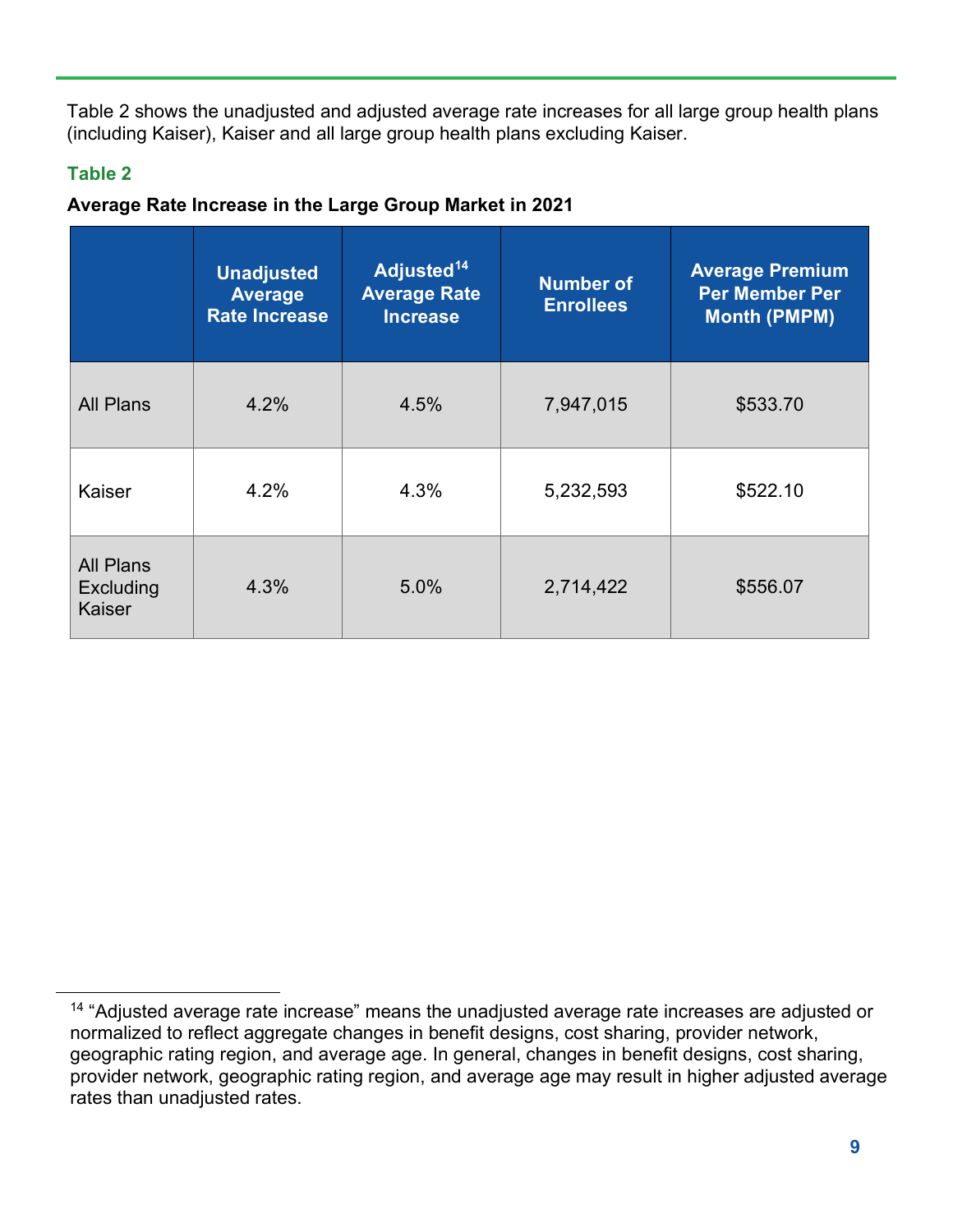Table 2 shows the unadjusted and adjusted average rate increases for all large group health plans (including Kaiser), Kaiser and all large group health plans excluding Kaiser.

**Table 2**

**Average Rate Increase in the Large Group Market in 2021**

| | Unadjusted Average Rate Increase | Adjusted[14] Average Rate Increase | Number of Enrollees | Average Premium Per Member Per Month (PMPM) |
|---|---|---|---|---|
| All Plans | 4.2% | 4.5% | 7,947,015 | $533.70 |
| Kaiser | 4.2% | 4.3% | 5,232,593 | $522.10 |
| All Plans Excluding Kaiser | 4.3% | 5.0% | 2,714,422 | $556.07 |

[14] "Adjusted average rate increase" means the unadjusted average rate increases are adjusted or normalized to reflect aggregate changes in benefit designs, cost sharing, provider network, geographic rating region, and average age. In general, changes in benefit designs, cost sharing, provider network, geographic rating region, and average age may result in higher adjusted average rates than unadjusted rates.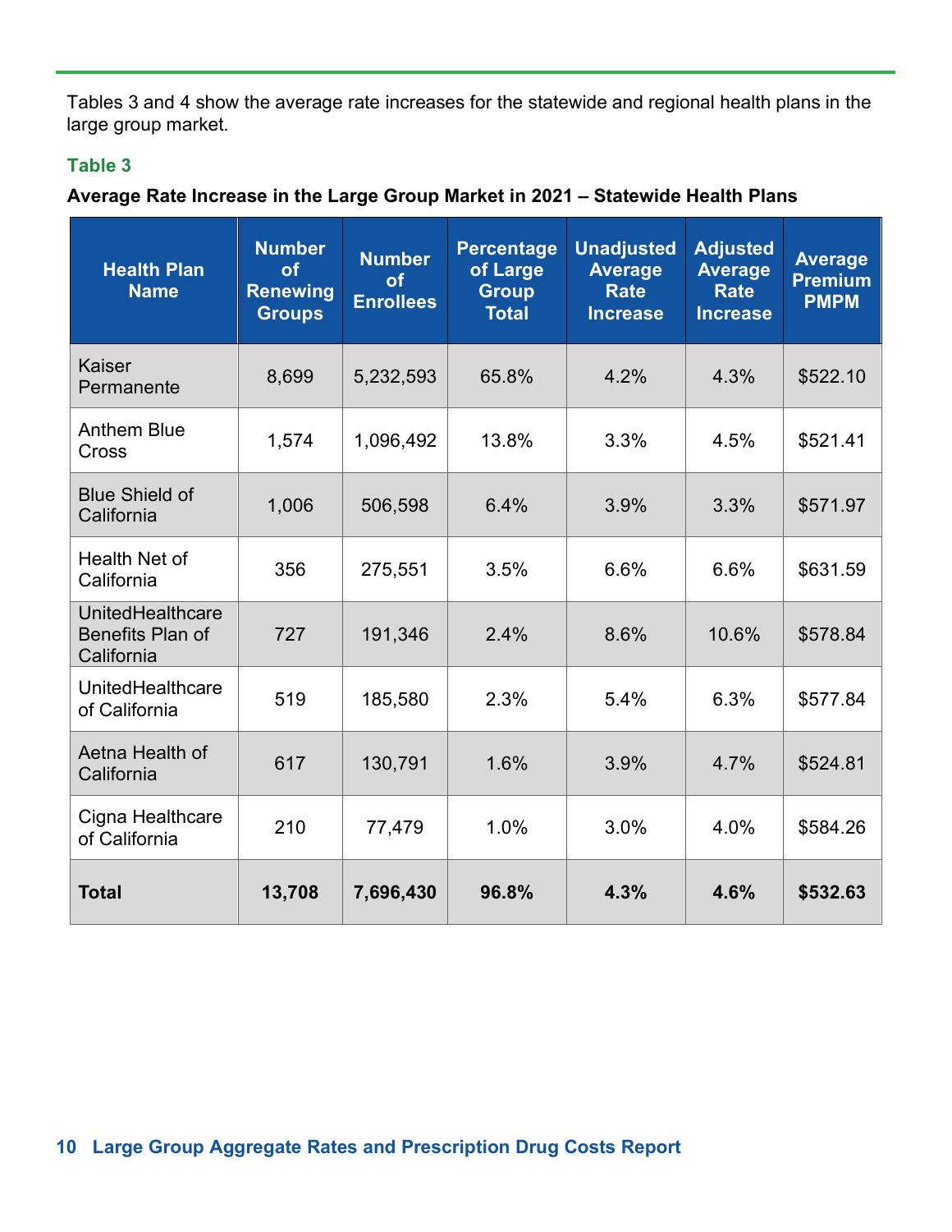Tables 3 and 4 show the average rate increases for the statewide and regional health plans in the large group market.

**Table 3**

**Average Rate Increase in the Large Group Market in 2021 – Statewide Health Plans**

| Health Plan Name | Number of Renewing Groups | Number of Enrollees | Percentage of Large Group Total | Unadjusted Average Rate Increase | Adjusted Average Rate Increase | Average Premium PMPM |
|---|---|---|---|---|---|---|
| Kaiser Permanente | 8,699 | 5,232,593 | 65.8% | 4.2% | 4.3% | $522.10 |
| Anthem Blue Cross | 1,574 | 1,096,492 | 13.8% | 3.3% | 4.5% | $521.41 |
| Blue Shield of California | 1,006 | 506,598 | 6.4% | 3.9% | 3.3% | $571.97 |
| Health Net of California | 356 | 275,551 | 3.5% | 6.6% | 6.6% | $631.59 |
| UnitedHealthcare Benefits Plan of California | 727 | 191,346 | 2.4% | 8.6% | 10.6% | $578.84 |
| UnitedHealthcare of California | 519 | 185,580 | 2.3% | 5.4% | 6.3% | $577.84 |
| Aetna Health of California | 617 | 130,791 | 1.6% | 3.9% | 4.7% | $524.81 |
| Cigna Healthcare of California | 210 | 77,479 | 1.0% | 3.0% | 4.0% | $584.26 |
| **Total** | **13,708** | **7,696,430** | **96.8%** | **4.3%** | **4.6%** | **$532.63** |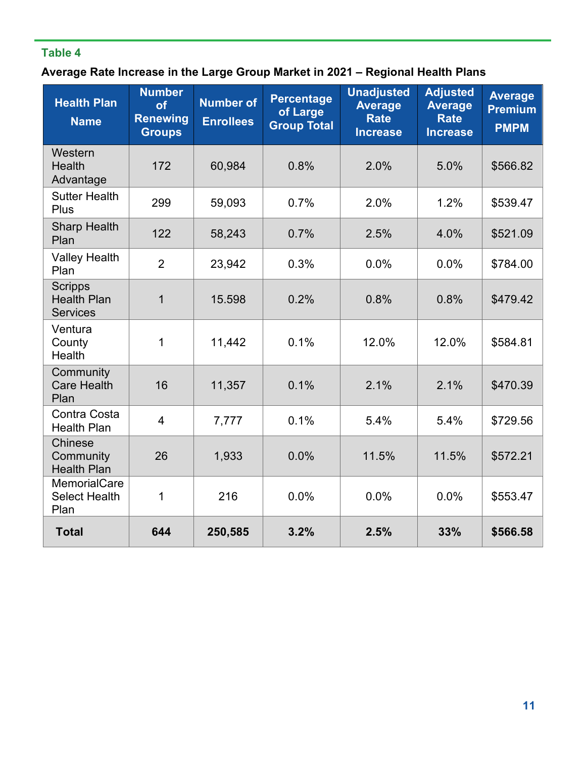### Table 4

**Average Rate Increase in the Large Group Market in 2021 – Regional Health Plans**

| Health Plan Name | Number of Renewing Groups | Number of Enrollees | Percentage of Large Group Total | Unadjusted Average Rate Increase | Adjusted Average Rate Increase | Average Premium PMPM |
|---|---|---|---|---|---|---|
| Western Health Advantage | 172 | 60,984 | 0.8% | 2.0% | 5.0% | $566.82 |
| Sutter Health Plus | 299 | 59,093 | 0.7% | 2.0% | 1.2% | $539.47 |
| Sharp Health Plan | 122 | 58,243 | 0.7% | 2.5% | 4.0% | $521.09 |
| Valley Health Plan | 2 | 23,942 | 0.3% | 0.0% | 0.0% | $784.00 |
| Scripps Health Plan Services | 1 | 15.598 | 0.2% | 0.8% | 0.8% | $479.42 |
| Ventura County Health | 1 | 11,442 | 0.1% | 12.0% | 12.0% | $584.81 |
| Community Care Health Plan | 16 | 11,357 | 0.1% | 2.1% | 2.1% | $470.39 |
| Contra Costa Health Plan | 4 | 7,777 | 0.1% | 5.4% | 5.4% | $729.56 |
| Chinese Community Health Plan | 26 | 1,933 | 0.0% | 11.5% | 11.5% | $572.21 |
| MemorialCare Select Health Plan | 1 | 216 | 0.0% | 0.0% | 0.0% | $553.47 |
| **Total** | **644** | **250,585** | **3.2%** | **2.5%** | **33%** | **$566.58** |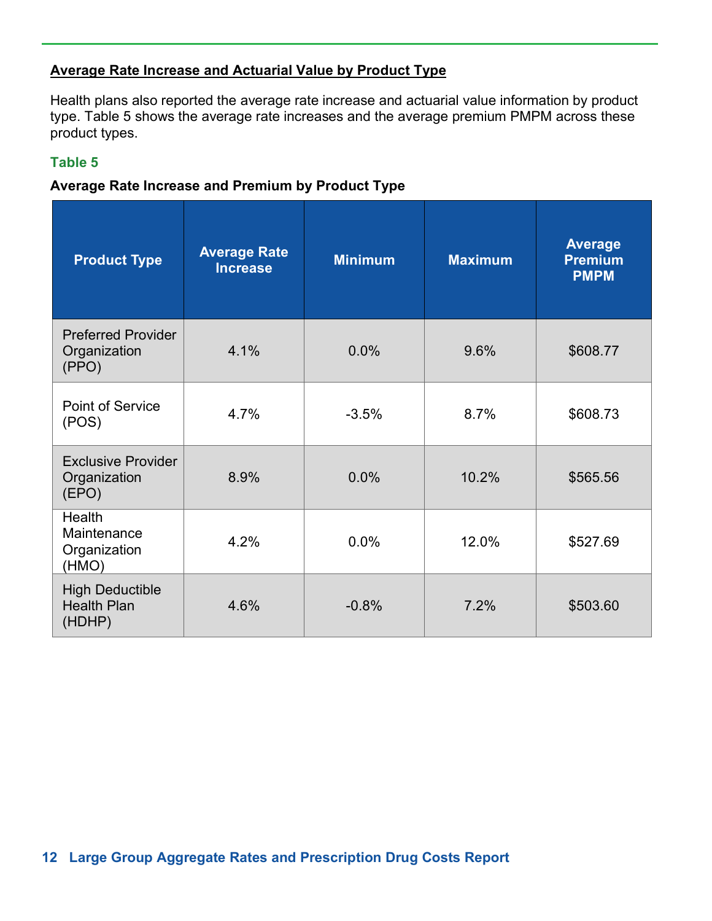## Average Rate Increase and Actuarial Value by Product Type

Health plans also reported the average rate increase and actuarial value information by product type. Table 5 shows the average rate increases and the average premium PMPM across these product types.

**Table 5**

**Average Rate Increase and Premium by Product Type**

| Product Type | Average Rate Increase | Minimum | Maximum | Average Premium PMPM |
| --- | --- | --- | --- | --- |
| Preferred Provider Organization (PPO) | 4.1% | 0.0% | 9.6% | $608.77 |
| Point of Service (POS) | 4.7% | -3.5% | 8.7% | $608.73 |
| Exclusive Provider Organization (EPO) | 8.9% | 0.0% | 10.2% | $565.56 |
| Health Maintenance Organization (HMO) | 4.2% | 0.0% | 12.0% | $527.69 |
| High Deductible Health Plan (HDHP) | 4.6% | -0.8% | 7.2% | $503.60 |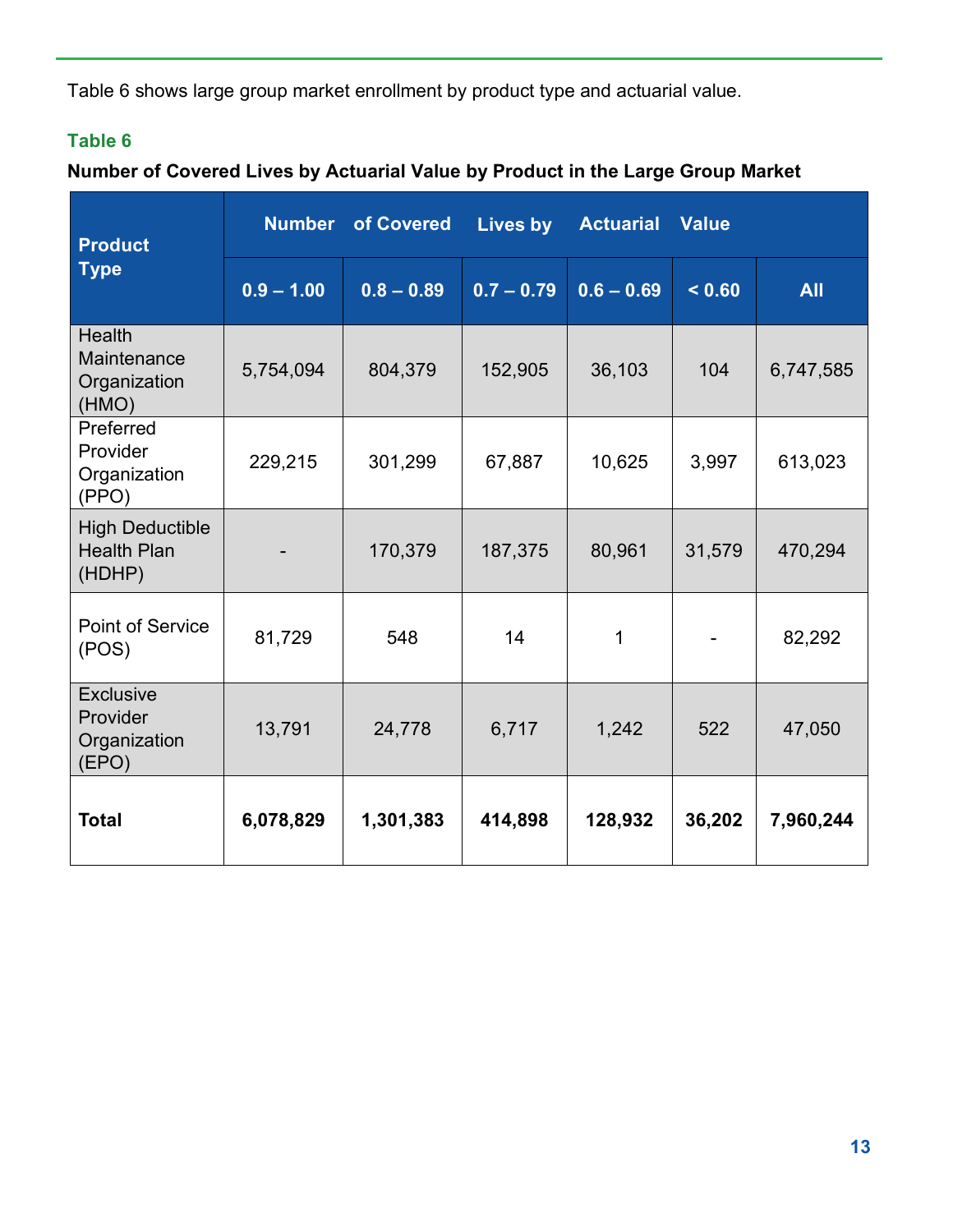Table 6 shows large group market enrollment by product type and actuarial value.

**Table 6**

**Number of Covered Lives by Actuarial Value by Product in the Large Group Market**

| Product Type | Number of Covered Lives by Actuarial Value | | | | | |
|---|---|---|---|---|---|---|
| | 0.9 – 1.00 | 0.8 – 0.89 | 0.7 – 0.79 | 0.6 – 0.69 | < 0.60 | All |
| Health Maintenance Organization (HMO) | 5,754,094 | 804,379 | 152,905 | 36,103 | 104 | 6,747,585 |
| Preferred Provider Organization (PPO) | 229,215 | 301,299 | 67,887 | 10,625 | 3,997 | 613,023 |
| High Deductible Health Plan (HDHP) | - | 170,379 | 187,375 | 80,961 | 31,579 | 470,294 |
| Point of Service (POS) | 81,729 | 548 | 14 | 1 | - | 82,292 |
| Exclusive Provider Organization (EPO) | 13,791 | 24,778 | 6,717 | 1,242 | 522 | 47,050 |
| **Total** | **6,078,829** | **1,301,383** | **414,898** | **128,932** | **36,202** | **7,960,244** |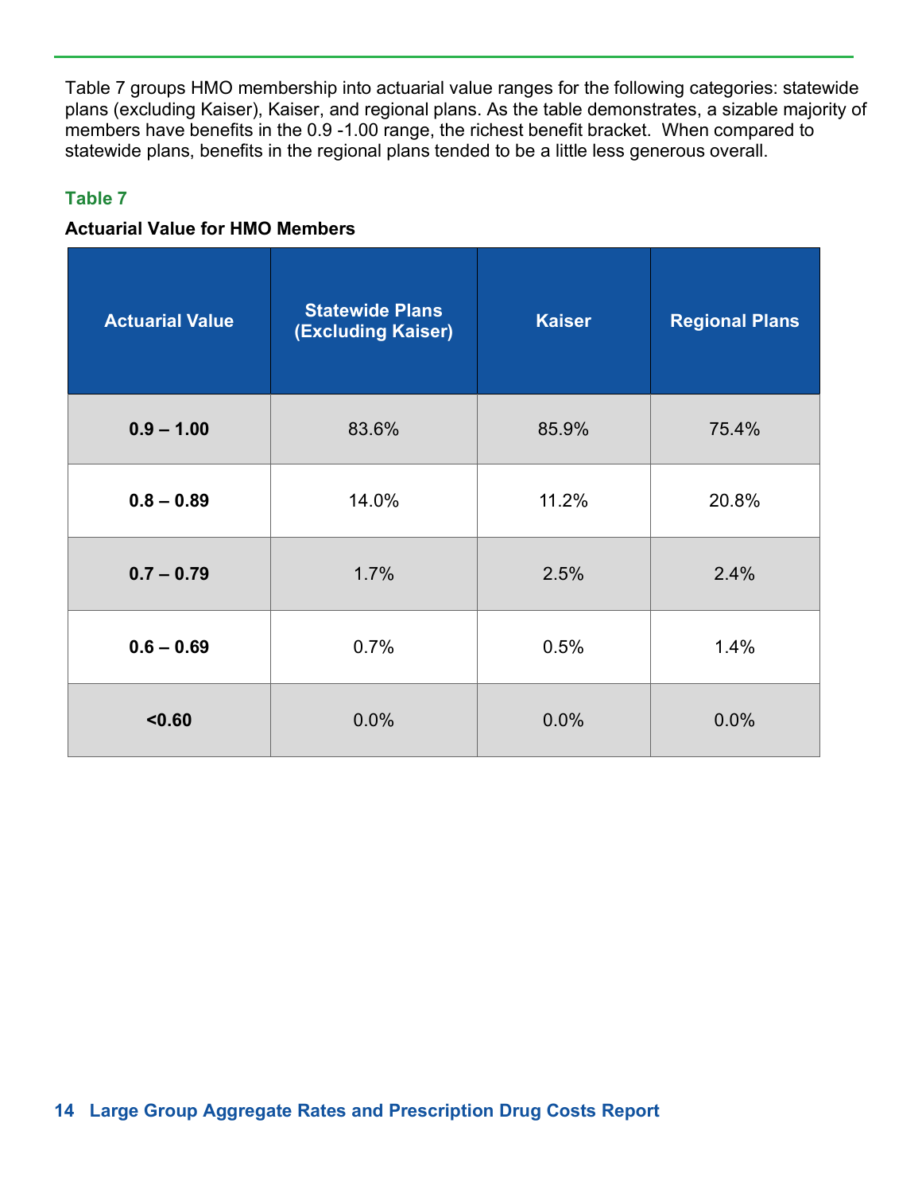Table 7 groups HMO membership into actuarial value ranges for the following categories: statewide plans (excluding Kaiser), Kaiser, and regional plans. As the table demonstrates, a sizable majority of members have benefits in the 0.9 -1.00 range, the richest benefit bracket. When compared to statewide plans, benefits in the regional plans tended to be a little less generous overall.

### Table 7

**Actuarial Value for HMO Members**

| Actuarial Value | Statewide Plans (Excluding Kaiser) | Kaiser | Regional Plans |
|---|---|---|---|
| **0.9 – 1.00** | 83.6% | 85.9% | 75.4% |
| **0.8 – 0.89** | 14.0% | 11.2% | 20.8% |
| **0.7 – 0.79** | 1.7% | 2.5% | 2.4% |
| **0.6 – 0.69** | 0.7% | 0.5% | 1.4% |
| **<0.60** | 0.0% | 0.0% | 0.0% |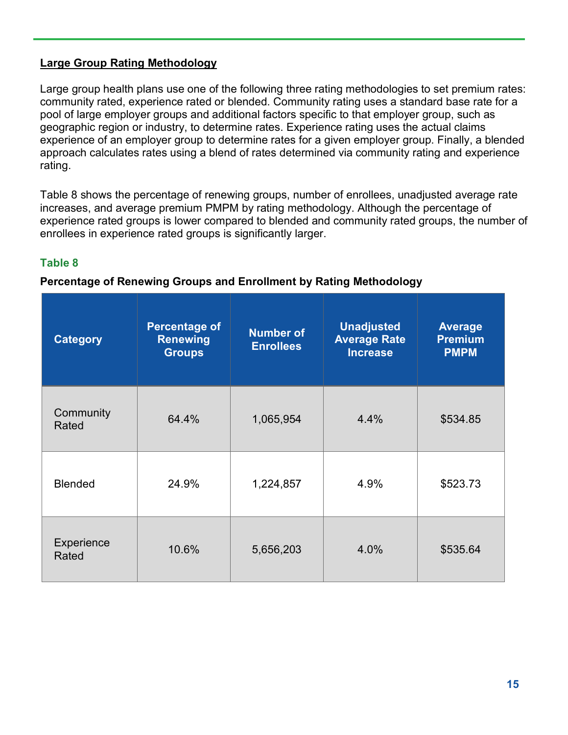## Large Group Rating Methodology

Large group health plans use one of the following three rating methodologies to set premium rates: community rated, experience rated or blended. Community rating uses a standard base rate for a pool of large employer groups and additional factors specific to that employer group, such as geographic region or industry, to determine rates. Experience rating uses the actual claims experience of an employer group to determine rates for a given employer group. Finally, a blended approach calculates rates using a blend of rates determined via community rating and experience rating.

Table 8 shows the percentage of renewing groups, number of enrollees, unadjusted average rate increases, and average premium PMPM by rating methodology. Although the percentage of experience rated groups is lower compared to blended and community rated groups, the number of enrollees in experience rated groups is significantly larger.

**Table 8**

**Percentage of Renewing Groups and Enrollment by Rating Methodology**

| Category | Percentage of Renewing Groups | Number of Enrollees | Unadjusted Average Rate Increase | Average Premium PMPM |
|---|---|---|---|---|
| Community Rated | 64.4% | 1,065,954 | 4.4% | $534.85 |
| Blended | 24.9% | 1,224,857 | 4.9% | $523.73 |
| Experience Rated | 10.6% | 5,656,203 | 4.0% | $535.64 |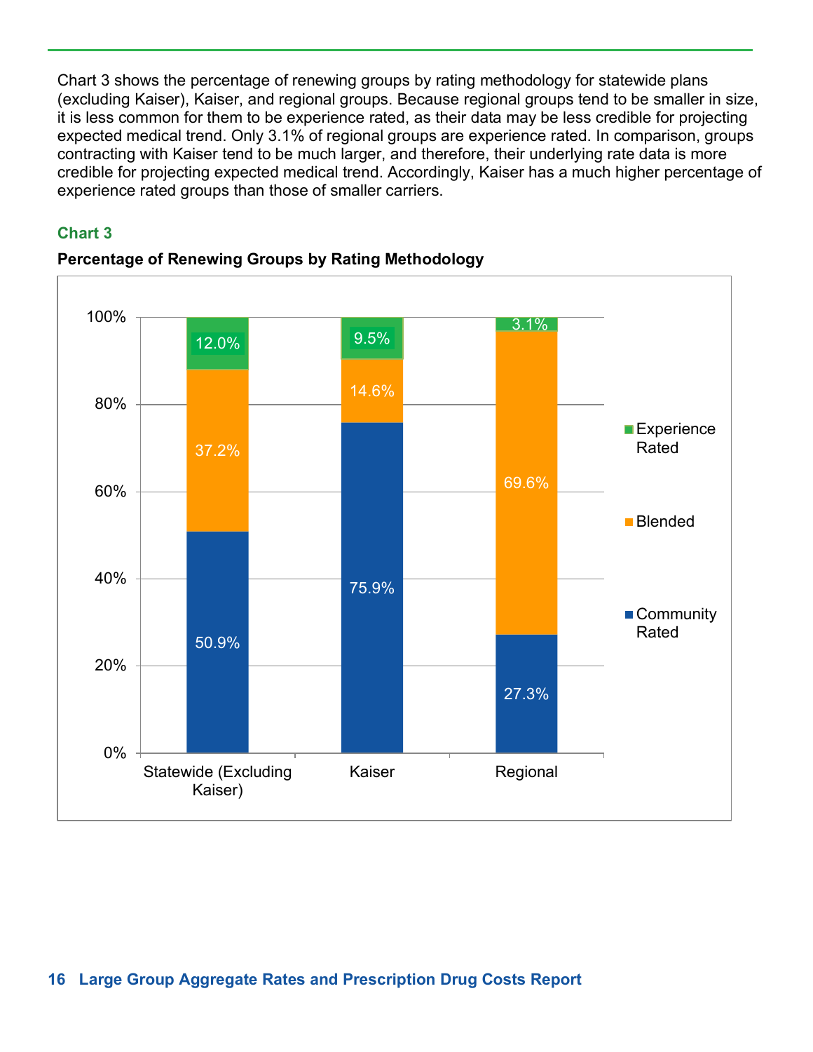Chart 3 shows the percentage of renewing groups by rating methodology for statewide plans (excluding Kaiser), Kaiser, and regional groups. Because regional groups tend to be smaller in size, it is less common for them to be experience rated, as their data may be less credible for projecting expected medical trend. Only 3.1% of regional groups are experience rated. In comparison, groups contracting with Kaiser tend to be much larger, and therefore, their underlying rate data is more credible for projecting expected medical trend. Accordingly, Kaiser has a much higher percentage of experience rated groups than those of smaller carriers.

### Chart 3

**Percentage of Renewing Groups by Rating Methodology**

| | Statewide (Excluding Kaiser) | Kaiser | Regional |
|---|---|---|---|
| Experience Rated | 12.0% | 9.5% | 3.1% |
| Blended | 37.2% | 14.6% | 69.6% |
| Community Rated | 50.9% | 75.9% | 27.3% |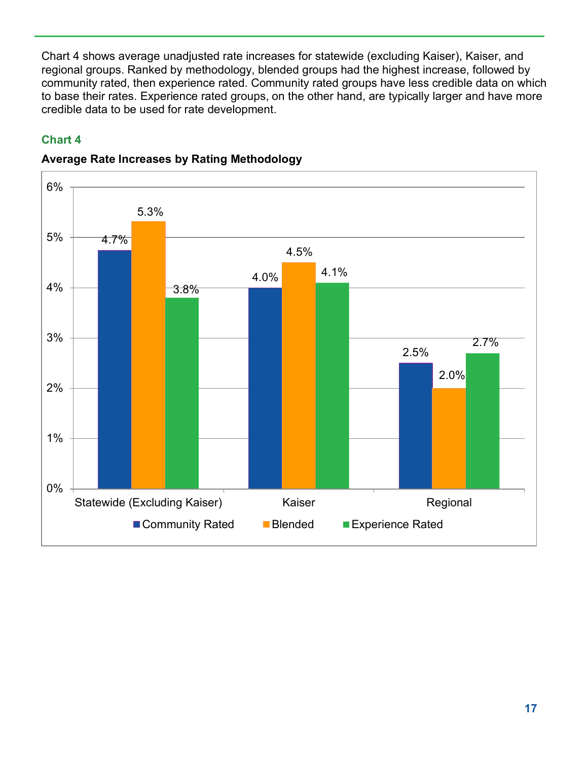Chart 4 shows average unadjusted rate increases for statewide (excluding Kaiser), Kaiser, and regional groups. Ranked by methodology, blended groups had the highest increase, followed by community rated, then experience rated. Community rated groups have less credible data on which to base their rates. Experience rated groups, on the other hand, are typically larger and have more credible data to be used for rate development.

**Chart 4**

**Average Rate Increases by Rating Methodology**

| | Community Rated | Blended | Experience Rated |
|---|---|---|---|
| Statewide (Excluding Kaiser) | 4.7% | 5.3% | 3.8% |
| Kaiser | 4.0% | 4.5% | 4.1% |
| Regional | 2.5% | 2.0% | 2.7% |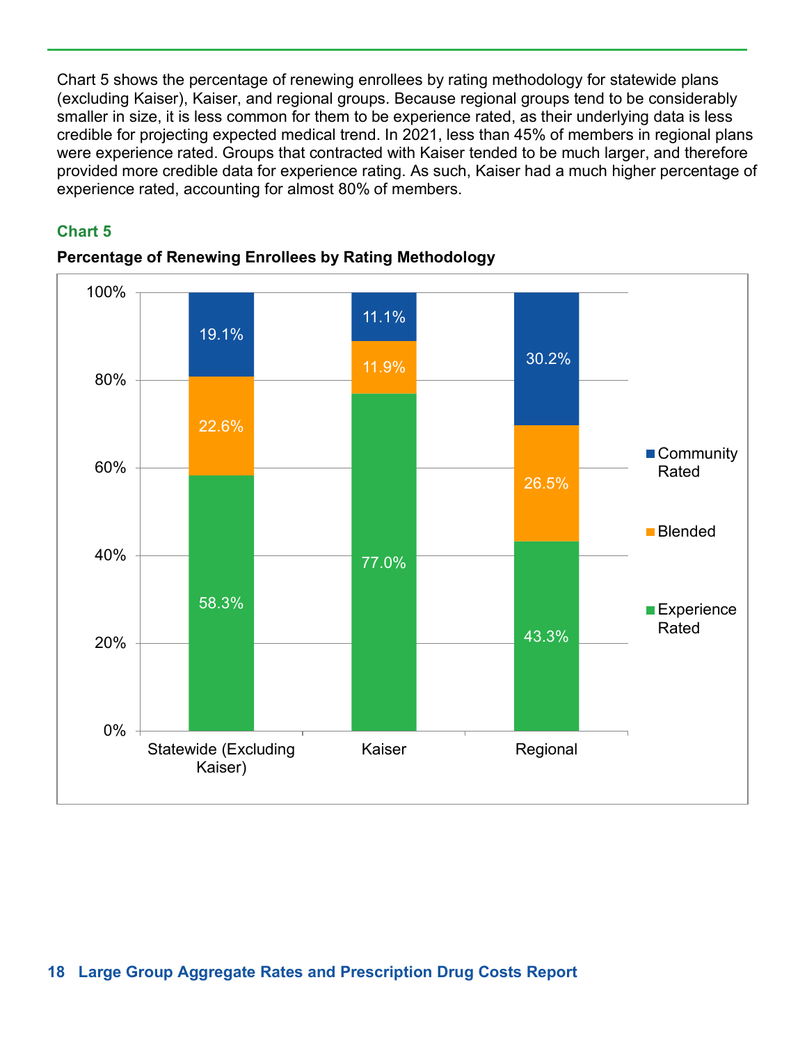Chart 5 shows the percentage of renewing enrollees by rating methodology for statewide plans (excluding Kaiser), Kaiser, and regional groups. Because regional groups tend to be considerably smaller in size, it is less common for them to be experience rated, as their underlying data is less credible for projecting expected medical trend. In 2021, less than 45% of members in regional plans were experience rated. Groups that contracted with Kaiser tended to be much larger, and therefore provided more credible data for experience rating. As such, Kaiser had a much higher percentage of experience rated, accounting for almost 80% of members.

### Chart 5

**Percentage of Renewing Enrollees by Rating Methodology**

| | Statewide (Excluding Kaiser) | Kaiser | Regional |
|---|---|---|---|
| Community Rated | 19.1% | 11.1% | 30.2% |
| Blended | 22.6% | 11.9% | 26.5% |
| Experience Rated | 58.3% | 77.0% | 43.3% |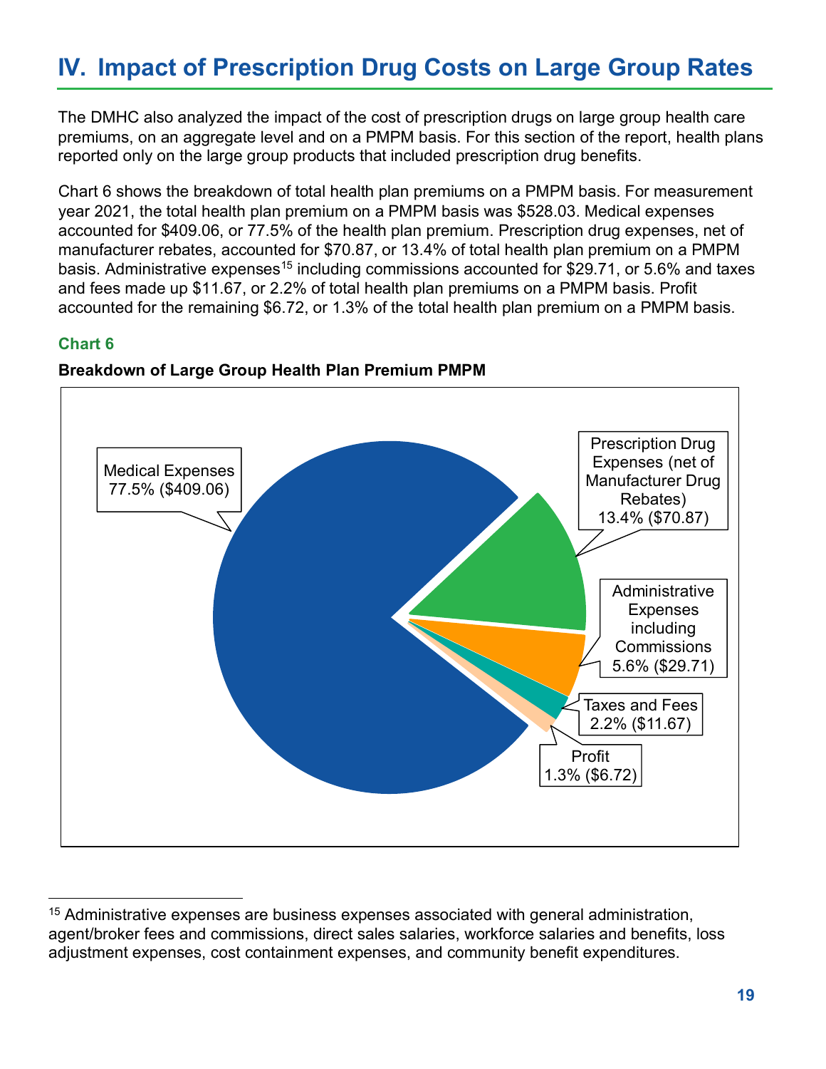## IV. Impact of Prescription Drug Costs on Large Group Rates

The DMHC also analyzed the impact of the cost of prescription drugs on large group health care premiums, on an aggregate level and on a PMPM basis. For this section of the report, health plans reported only on the large group products that included prescription drug benefits.

Chart 6 shows the breakdown of total health plan premiums on a PMPM basis. For measurement year 2021, the total health plan premium on a PMPM basis was $528.03. Medical expenses accounted for $409.06, or 77.5% of the health plan premium. Prescription drug expenses, net of manufacturer rebates, accounted for $70.87, or 13.4% of total health plan premium on a PMPM basis. Administrative expenses[15] including commissions accounted for $29.71, or 5.6% and taxes and fees made up $11.67, or 2.2% of total health plan premiums on a PMPM basis. Profit accounted for the remaining $6.72, or 1.3% of the total health plan premium on a PMPM basis.

**Chart 6**

**Breakdown of Large Group Health Plan Premium PMPM**

Medical Expenses 77.5% ($409.06)

Prescription Drug Expenses (net of Manufacturer Drug Rebates) 13.4% ($70.87)

Administrative Expenses including Commissions 5.6% ($29.71)

Taxes and Fees 2.2% ($11.67)

Profit 1.3% ($6.72)

[15] Administrative expenses are business expenses associated with general administration, agent/broker fees and commissions, direct sales salaries, workforce salaries and benefits, loss adjustment expenses, cost containment expenses, and community benefit expenditures.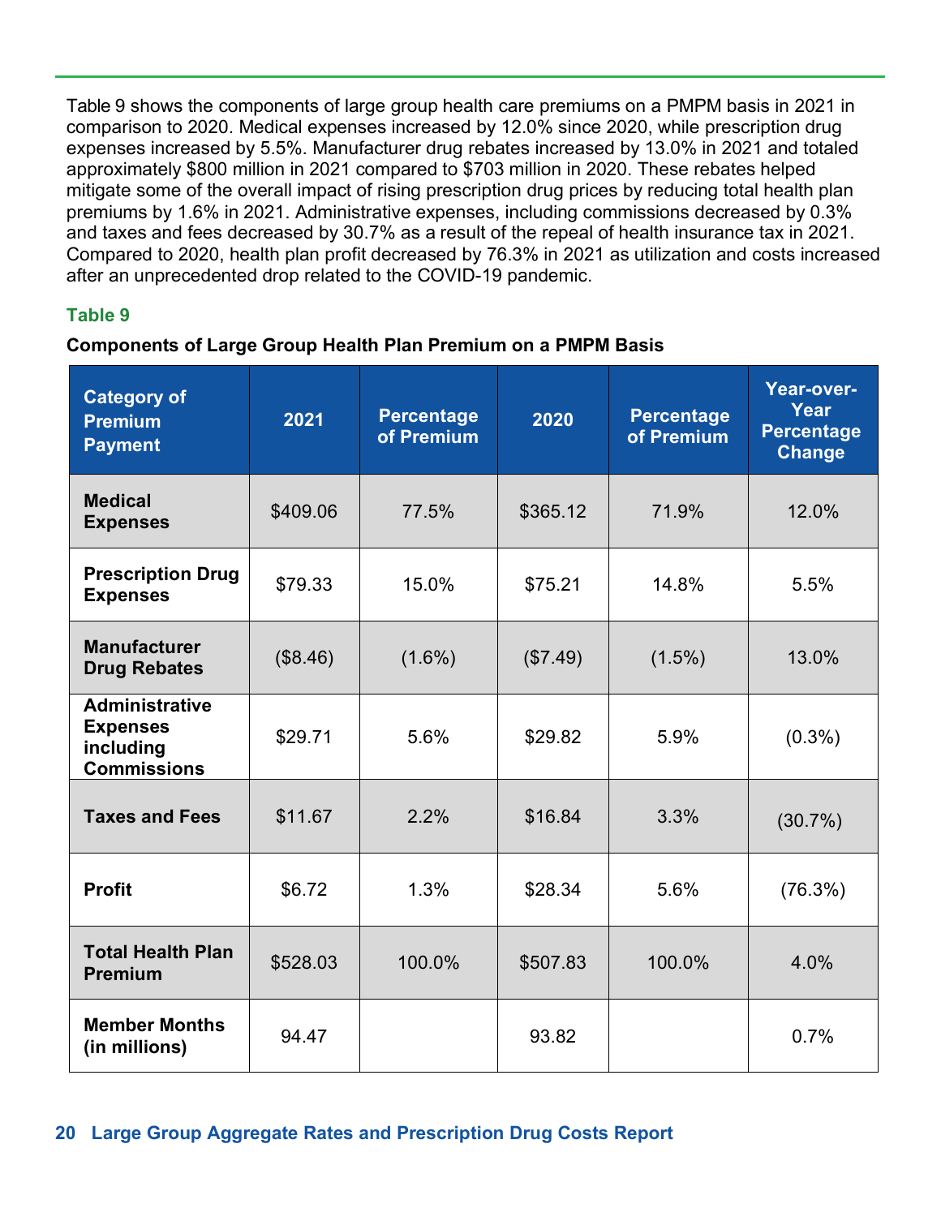Table 9 shows the components of large group health care premiums on a PMPM basis in 2021 in comparison to 2020. Medical expenses increased by 12.0% since 2020, while prescription drug expenses increased by 5.5%. Manufacturer drug rebates increased by 13.0% in 2021 and totaled approximately $800 million in 2021 compared to $703 million in 2020. These rebates helped mitigate some of the overall impact of rising prescription drug prices by reducing total health plan premiums by 1.6% in 2021. Administrative expenses, including commissions decreased by 0.3% and taxes and fees decreased by 30.7% as a result of the repeal of health insurance tax in 2021. Compared to 2020, health plan profit decreased by 76.3% in 2021 as utilization and costs increased after an unprecedented drop related to the COVID-19 pandemic.

**Table 9**

**Components of Large Group Health Plan Premium on a PMPM Basis**

| Category of Premium Payment | 2021 | Percentage of Premium | 2020 | Percentage of Premium | Year-over-Year Percentage Change |
|---|---|---|---|---|---|
| **Medical Expenses** | $409.06 | 77.5% | $365.12 | 71.9% | 12.0% |
| **Prescription Drug Expenses** | $79.33 | 15.0% | $75.21 | 14.8% | 5.5% |
| **Manufacturer Drug Rebates** | ($8.46) | (1.6%) | ($7.49) | (1.5%) | 13.0% |
| **Administrative Expenses including Commissions** | $29.71 | 5.6% | $29.82 | 5.9% | (0.3%) |
| **Taxes and Fees** | $11.67 | 2.2% | $16.84 | 3.3% | (30.7%) |
| **Profit** | $6.72 | 1.3% | $28.34 | 5.6% | (76.3%) |
| **Total Health Plan Premium** | $528.03 | 100.0% | $507.83 | 100.0% | 4.0% |
| **Member Months (in millions)** | 94.47 | | 93.82 | | 0.7% |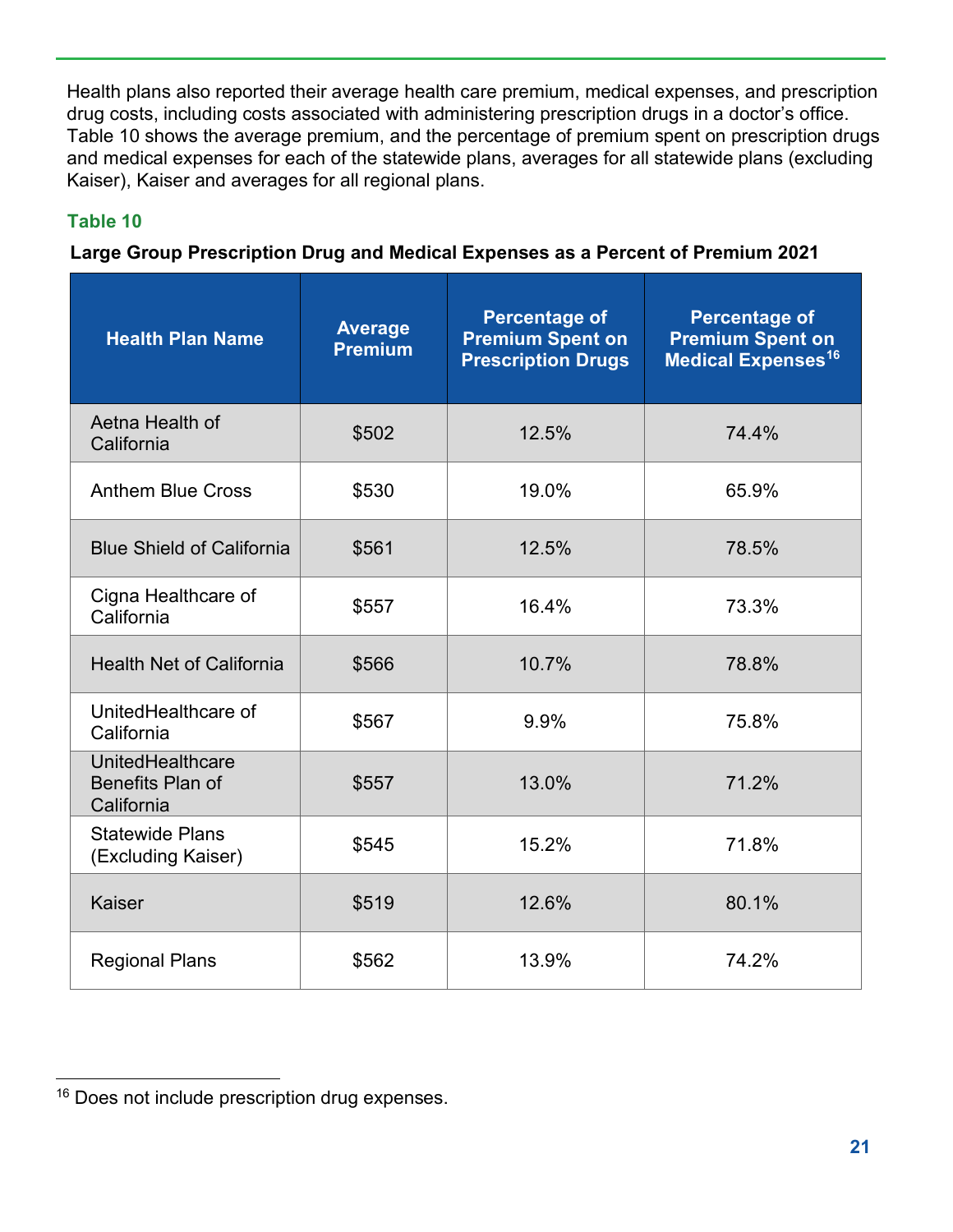Health plans also reported their average health care premium, medical expenses, and prescription drug costs, including costs associated with administering prescription drugs in a doctor's office. Table 10 shows the average premium, and the percentage of premium spent on prescription drugs and medical expenses for each of the statewide plans, averages for all statewide plans (excluding Kaiser), Kaiser and averages for all regional plans.

### Table 10

**Large Group Prescription Drug and Medical Expenses as a Percent of Premium 2021**

| Health Plan Name | Average Premium | Percentage of Premium Spent on Prescription Drugs | Percentage of Premium Spent on Medical Expenses[16] |
|---|---|---|---|
| Aetna Health of California | $502 | 12.5% | 74.4% |
| Anthem Blue Cross | $530 | 19.0% | 65.9% |
| Blue Shield of California | $561 | 12.5% | 78.5% |
| Cigna Healthcare of California | $557 | 16.4% | 73.3% |
| Health Net of California | $566 | 10.7% | 78.8% |
| UnitedHealthcare of California | $567 | 9.9% | 75.8% |
| UnitedHealthcare Benefits Plan of California | $557 | 13.0% | 71.2% |
| Statewide Plans (Excluding Kaiser) | $545 | 15.2% | 71.8% |
| Kaiser | $519 | 12.6% | 80.1% |
| Regional Plans | $562 | 13.9% | 74.2% |

[16] Does not include prescription drug expenses.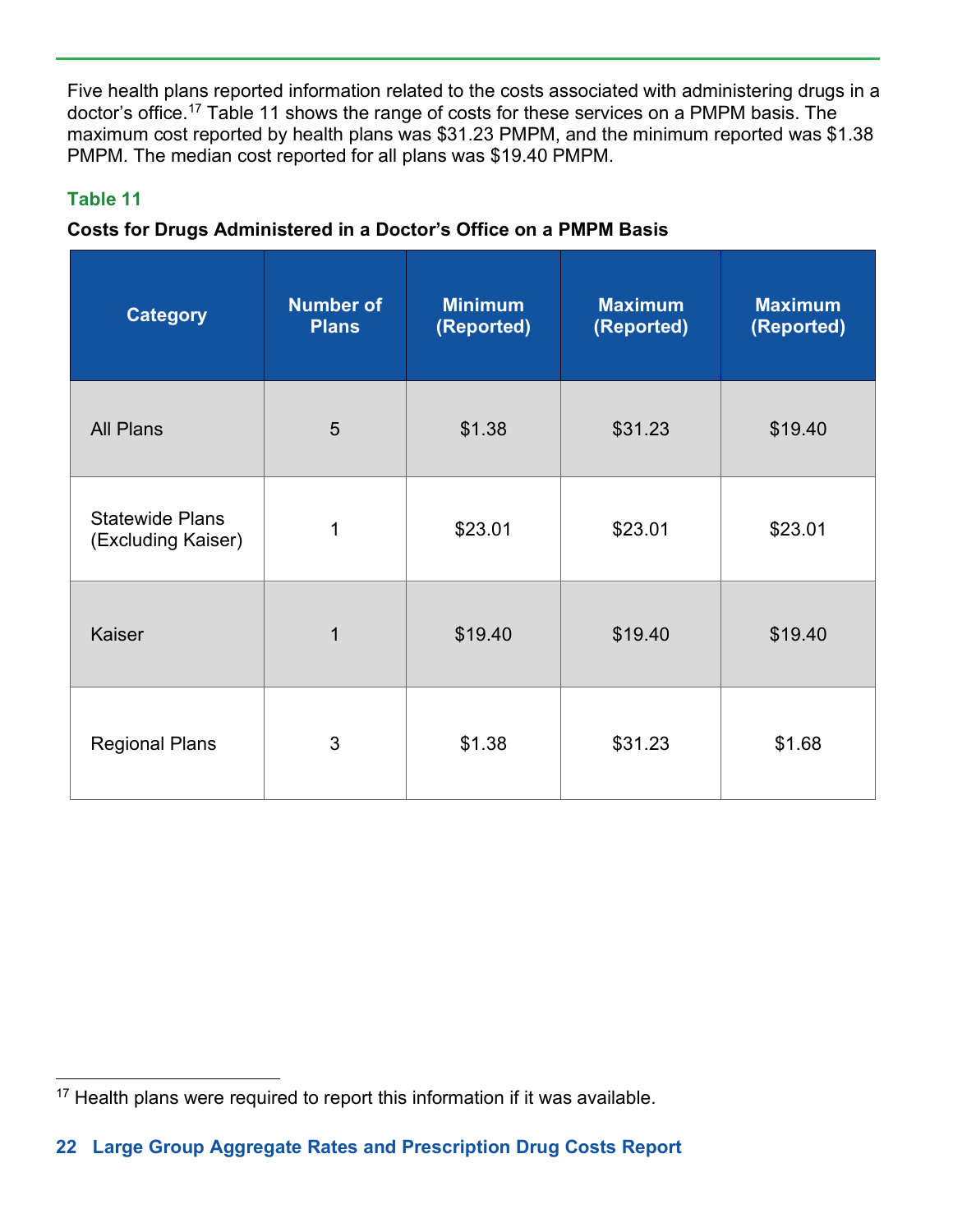Five health plans reported information related to the costs associated with administering drugs in a doctor's office.[17] Table 11 shows the range of costs for these services on a PMPM basis. The maximum cost reported by health plans was $31.23 PMPM, and the minimum reported was $1.38 PMPM. The median cost reported for all plans was $19.40 PMPM.

**Table 11**

**Costs for Drugs Administered in a Doctor's Office on a PMPM Basis**

| Category | Number of Plans | Minimum (Reported) | Maximum (Reported) | Maximum (Reported) |
|---|---|---|---|---|
| All Plans | 5 | $1.38 | $31.23 | $19.40 |
| Statewide Plans (Excluding Kaiser) | 1 | $23.01 | $23.01 | $23.01 |
| Kaiser | 1 | $19.40 | $19.40 | $19.40 |
| Regional Plans | 3 | $1.38 | $31.23 | $1.68 |

[17] Health plans were required to report this information if it was available.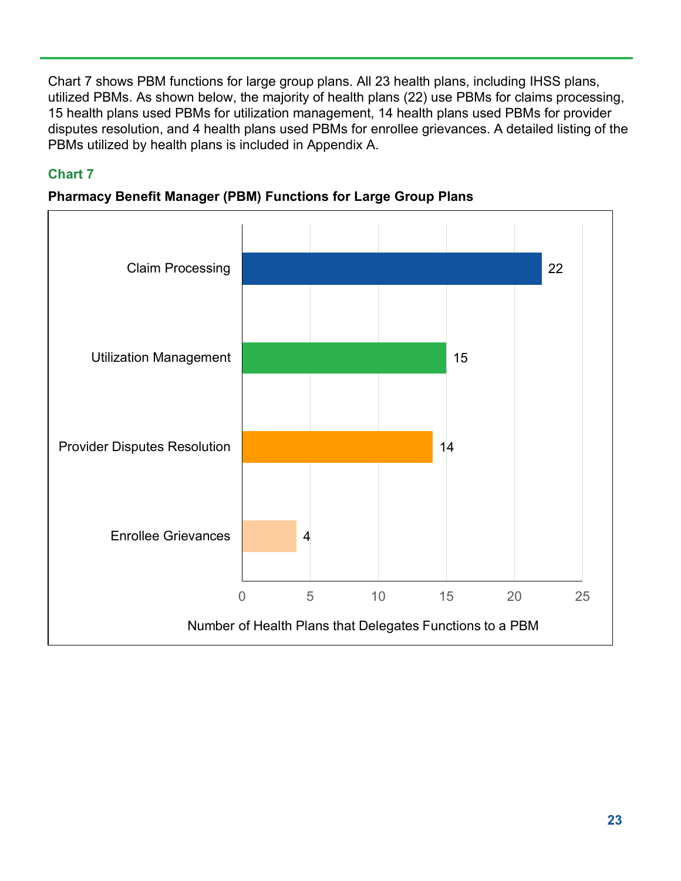Chart 7 shows PBM functions for large group plans. All 23 health plans, including IHSS plans, utilized PBMs. As shown below, the majority of health plans (22) use PBMs for claims processing, 15 health plans used PBMs for utilization management, 14 health plans used PBMs for provider disputes resolution, and 4 health plans used PBMs for enrollee grievances. A detailed listing of the PBMs utilized by health plans is included in Appendix A.

### Chart 7

**Pharmacy Benefit Manager (PBM) Functions for Large Group Plans**

| Function | Number of Health Plans that Delegates Functions to a PBM |
| --- | --- |
| Claim Processing | 22 |
| Utilization Management | 15 |
| Provider Disputes Resolution | 14 |
| Enrollee Grievances | 4 |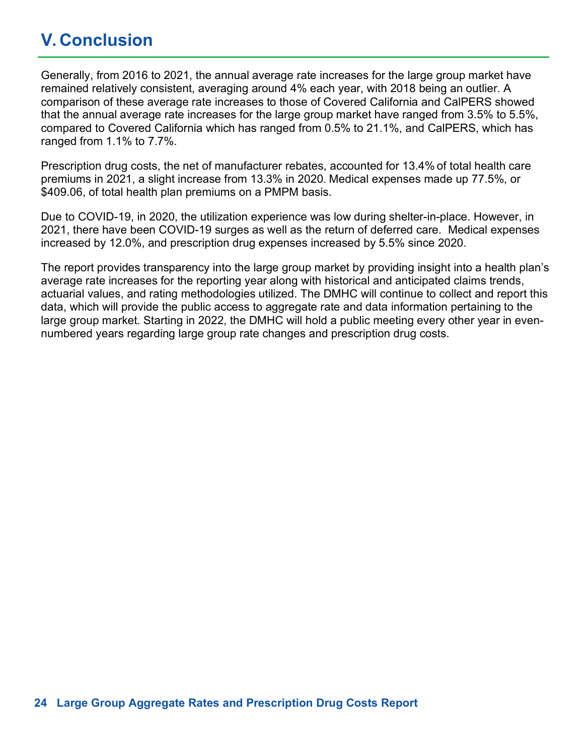# V. Conclusion

Generally, from 2016 to 2021, the annual average rate increases for the large group market have remained relatively consistent, averaging around 4% each year, with 2018 being an outlier. A comparison of these average rate increases to those of Covered California and CalPERS showed that the annual average rate increases for the large group market have ranged from 3.5% to 5.5%, compared to Covered California which has ranged from 0.5% to 21.1%, and CalPERS, which has ranged from 1.1% to 7.7%.

Prescription drug costs, the net of manufacturer rebates, accounted for 13.4% of total health care premiums in 2021, a slight increase from 13.3% in 2020. Medical expenses made up 77.5%, or $409.06, of total health plan premiums on a PMPM basis.

Due to COVID-19, in 2020, the utilization experience was low during shelter-in-place. However, in 2021, there have been COVID-19 surges as well as the return of deferred care. Medical expenses increased by 12.0%, and prescription drug expenses increased by 5.5% since 2020.

The report provides transparency into the large group market by providing insight into a health plan's average rate increases for the reporting year along with historical and anticipated claims trends, actuarial values, and rating methodologies utilized. The DMHC will continue to collect and report this data, which will provide the public access to aggregate rate and data information pertaining to the large group market. Starting in 2022, the DMHC will hold a public meeting every other year in even-numbered years regarding large group rate changes and prescription drug costs.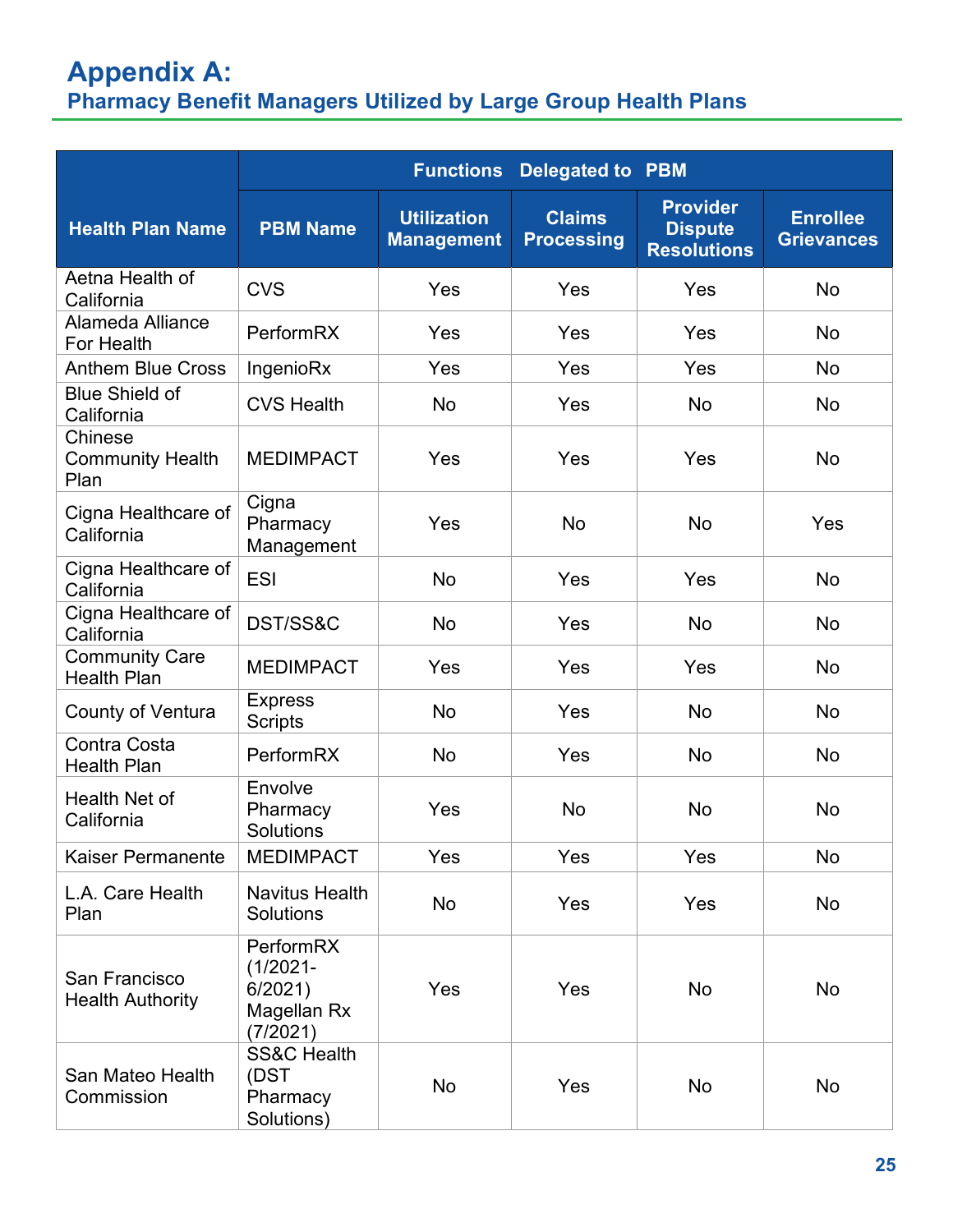# Appendix A:

## Pharmacy Benefit Managers Utilized by Large Group Health Plans

| Health Plan Name | PBM Name | Functions Delegated to PBM | | | |
|---|---|---|---|---|---|
| | | Utilization Management | Claims Processing | Provider Dispute Resolutions | Enrollee Grievances |
| Aetna Health of California | CVS | Yes | Yes | Yes | No |
| Alameda Alliance For Health | PerformRX | Yes | Yes | Yes | No |
| Anthem Blue Cross | IngenioRx | Yes | Yes | Yes | No |
| Blue Shield of California | CVS Health | No | Yes | No | No |
| Chinese Community Health Plan | MEDIMPACT | Yes | Yes | Yes | No |
| Cigna Healthcare of California | Cigna Pharmacy Management | Yes | No | No | Yes |
| Cigna Healthcare of California | ESI | No | Yes | Yes | No |
| Cigna Healthcare of California | DST/SS&C | No | Yes | No | No |
| Community Care Health Plan | MEDIMPACT | Yes | Yes | Yes | No |
| County of Ventura | Express Scripts | No | Yes | No | No |
| Contra Costa Health Plan | PerformRX | No | Yes | No | No |
| Health Net of California | Envolve Pharmacy Solutions | Yes | No | No | No |
| Kaiser Permanente | MEDIMPACT | Yes | Yes | Yes | No |
| L.A. Care Health Plan | Navitus Health Solutions | No | Yes | Yes | No |
| San Francisco Health Authority | PerformRX (1/2021-6/2021) Magellan Rx (7/2021) | Yes | Yes | No | No |
| San Mateo Health Commission | SS&C Health (DST Pharmacy Solutions) | No | Yes | No | No |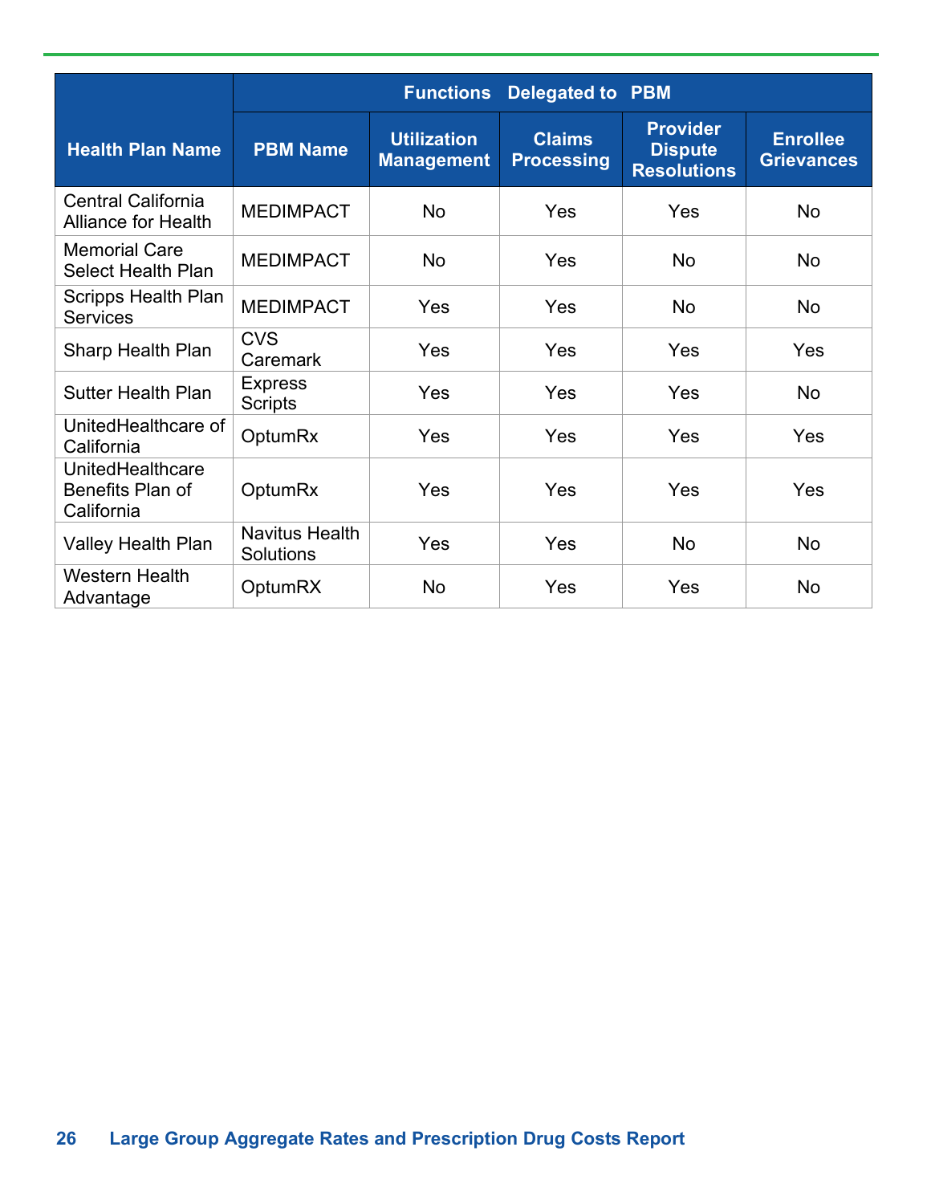| Health Plan Name | Functions Delegated to PBM | | | | |
|---|---|---|---|---|---|
| | PBM Name | Utilization Management | Claims Processing | Provider Dispute Resolutions | Enrollee Grievances |
| Central California Alliance for Health | MEDIMPACT | No | Yes | Yes | No |
| Memorial Care Select Health Plan | MEDIMPACT | No | Yes | No | No |
| Scripps Health Plan Services | MEDIMPACT | Yes | Yes | No | No |
| Sharp Health Plan | CVS Caremark | Yes | Yes | Yes | Yes |
| Sutter Health Plan | Express Scripts | Yes | Yes | Yes | No |
| UnitedHealthcare of California | OptumRx | Yes | Yes | Yes | Yes |
| UnitedHealthcare Benefits Plan of California | OptumRx | Yes | Yes | Yes | Yes |
| Valley Health Plan | Navitus Health Solutions | Yes | Yes | No | No |
| Western Health Advantage | OptumRX | No | Yes | Yes | No |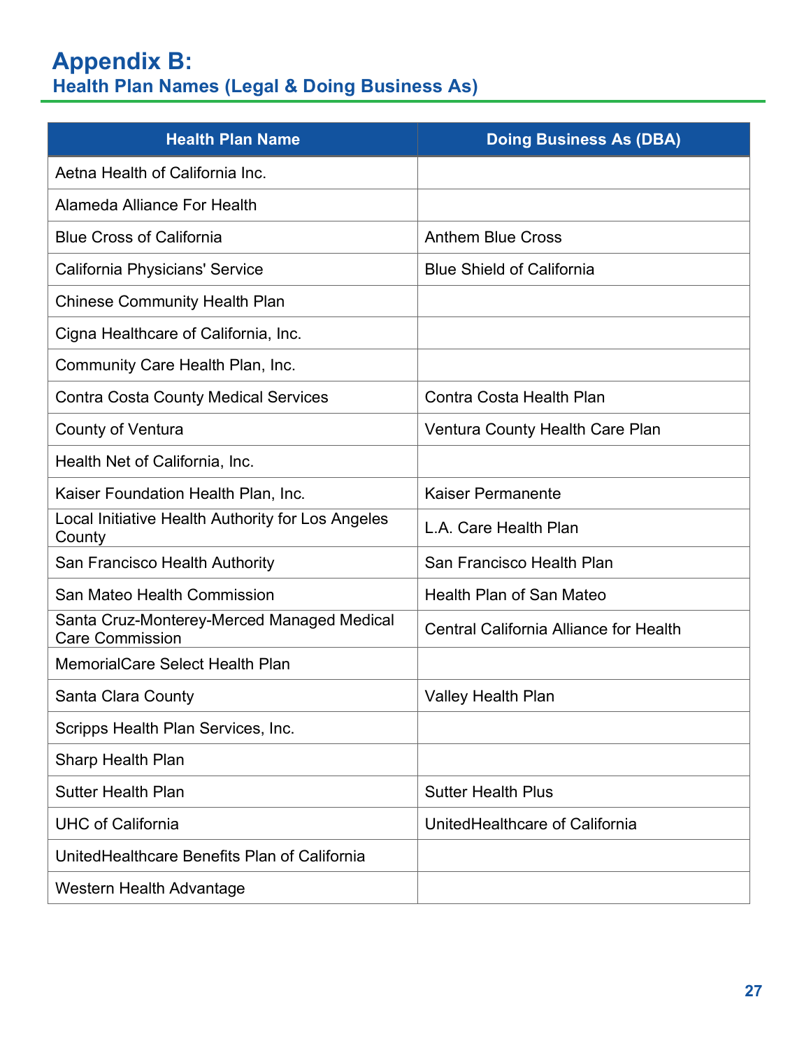# Appendix B:
## Health Plan Names (Legal & Doing Business As)

| Health Plan Name | Doing Business As (DBA) |
|---|---|
| Aetna Health of California Inc. | |
| Alameda Alliance For Health | |
| Blue Cross of California | Anthem Blue Cross |
| California Physicians' Service | Blue Shield of California |
| Chinese Community Health Plan | |
| Cigna Healthcare of California, Inc. | |
| Community Care Health Plan, Inc. | |
| Contra Costa County Medical Services | Contra Costa Health Plan |
| County of Ventura | Ventura County Health Care Plan |
| Health Net of California, Inc. | |
| Kaiser Foundation Health Plan, Inc. | Kaiser Permanente |
| Local Initiative Health Authority for Los Angeles County | L.A. Care Health Plan |
| San Francisco Health Authority | San Francisco Health Plan |
| San Mateo Health Commission | Health Plan of San Mateo |
| Santa Cruz-Monterey-Merced Managed Medical Care Commission | Central California Alliance for Health |
| MemorialCare Select Health Plan | |
| Santa Clara County | Valley Health Plan |
| Scripps Health Plan Services, Inc. | |
| Sharp Health Plan | |
| Sutter Health Plan | Sutter Health Plus |
| UHC of California | UnitedHealthcare of California |
| UnitedHealthcare Benefits Plan of California | |
| Western Health Advantage | |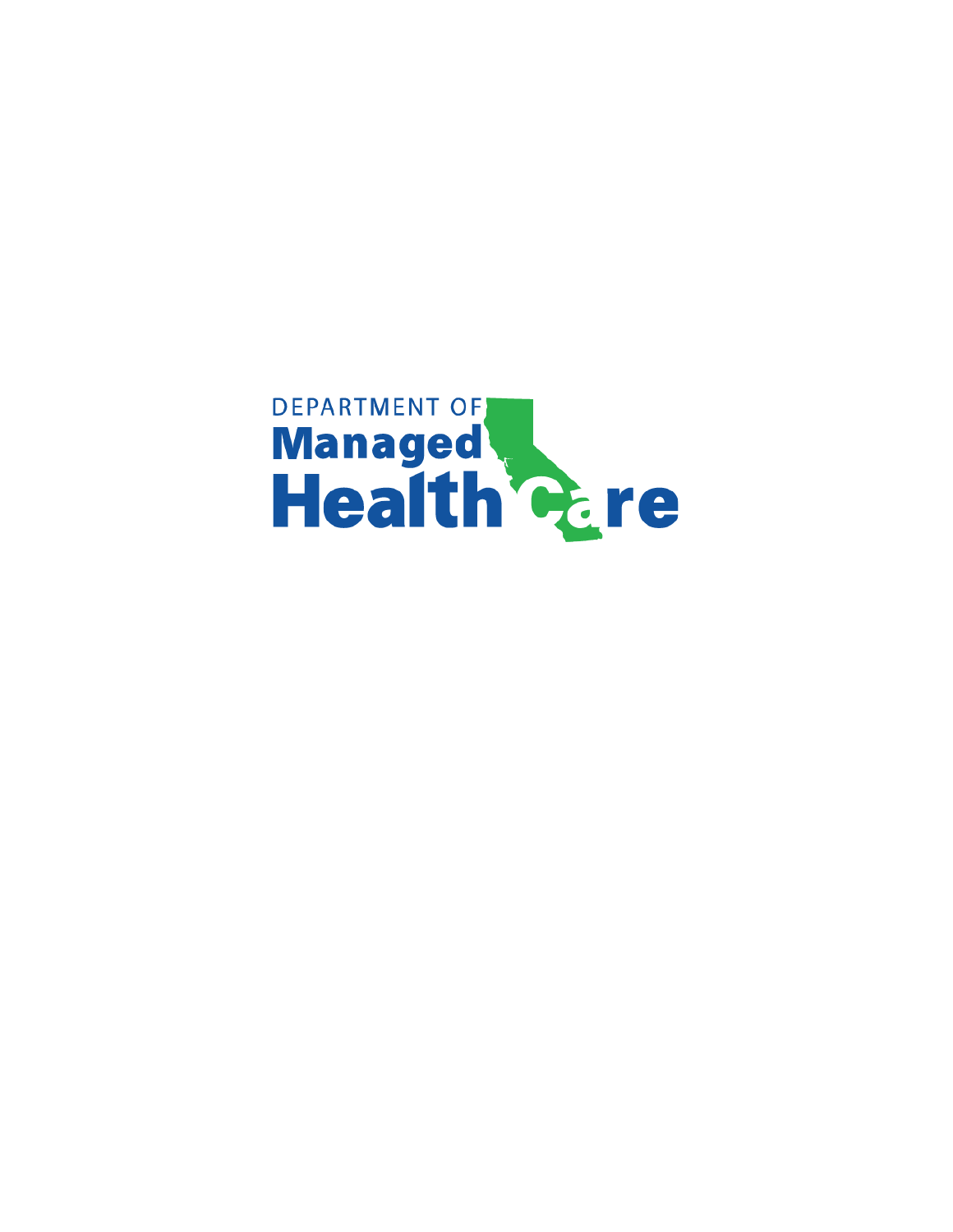DEPARTMENT OF

Managed

Health Care